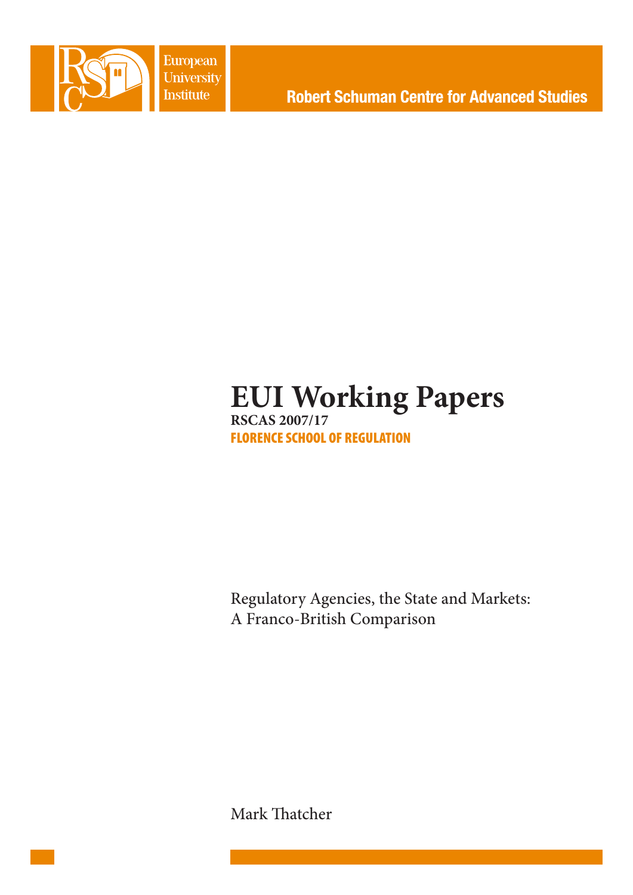European University Institute

Robert Schuman Centre for Advanced Studies

# EUI Working Papers

**RSCAS 2007/17**

**FLORENCE SCHOOL OF REGULATION**

Regulatory Agencies, the State and Markets: A Franco-British Comparison

Mark Thatcher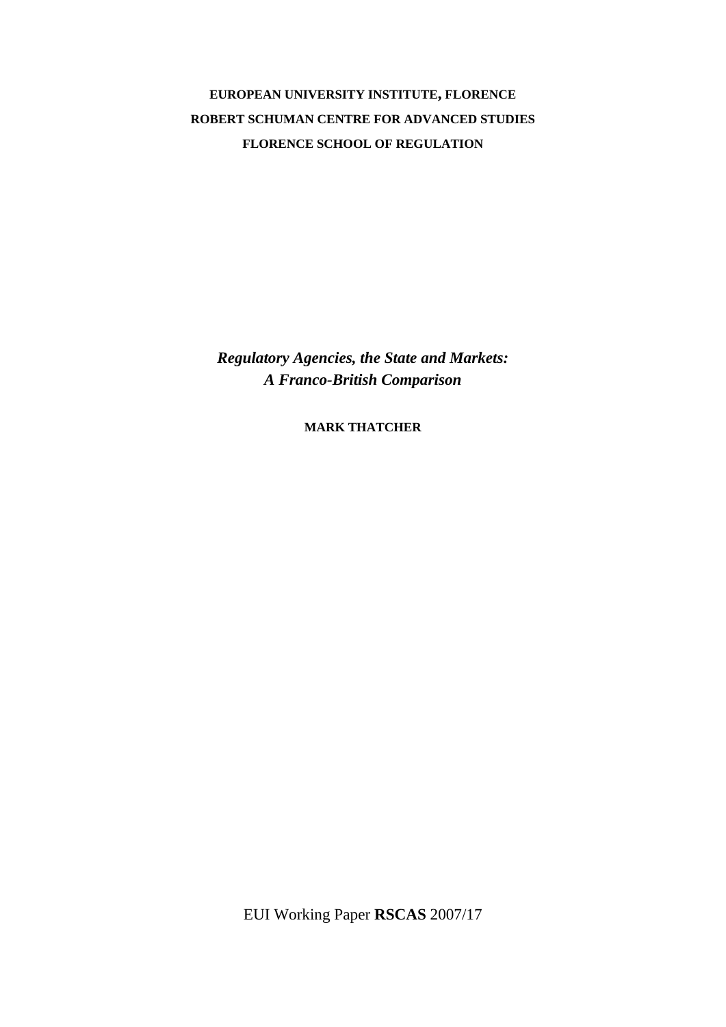**EUROPEAN UNIVERSITY INSTITUTE, FLORENCE**

**ROBERT SCHUMAN CENTRE FOR ADVANCED STUDIES**

**FLORENCE SCHOOL OF REGULATION**

***Regulatory Agencies, the State and Markets: A Franco-British Comparison***

**MARK THATCHER**

EUI Working Paper **RSCAS** 2007/17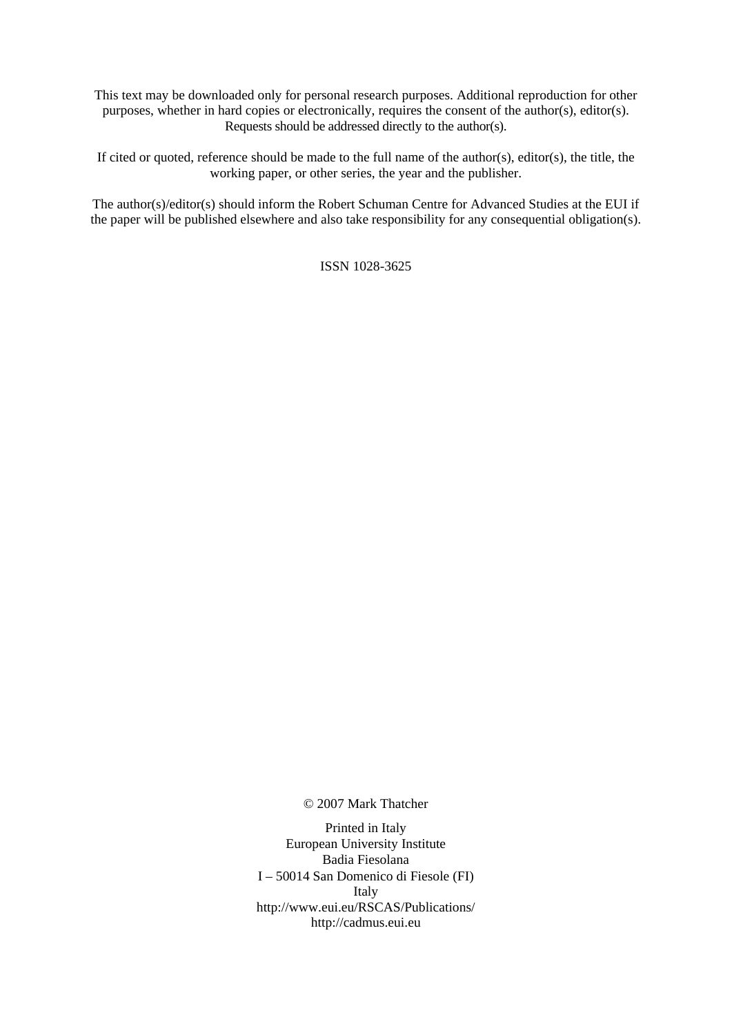This text may be downloaded only for personal research purposes. Additional reproduction for other purposes, whether in hard copies or electronically, requires the consent of the author(s), editor(s). Requests should be addressed directly to the author(s).

If cited or quoted, reference should be made to the full name of the author(s), editor(s), the title, the working paper, or other series, the year and the publisher.

The author(s)/editor(s) should inform the Robert Schuman Centre for Advanced Studies at the EUI if the paper will be published elsewhere and also take responsibility for any consequential obligation(s).

ISSN 1028-3625

© 2007 Mark Thatcher

Printed in Italy
European University Institute
Badia Fiesolana
I – 50014 San Domenico di Fiesole (FI)
Italy
http://www.eui.eu/RSCAS/Publications/
http://cadmus.eui.eu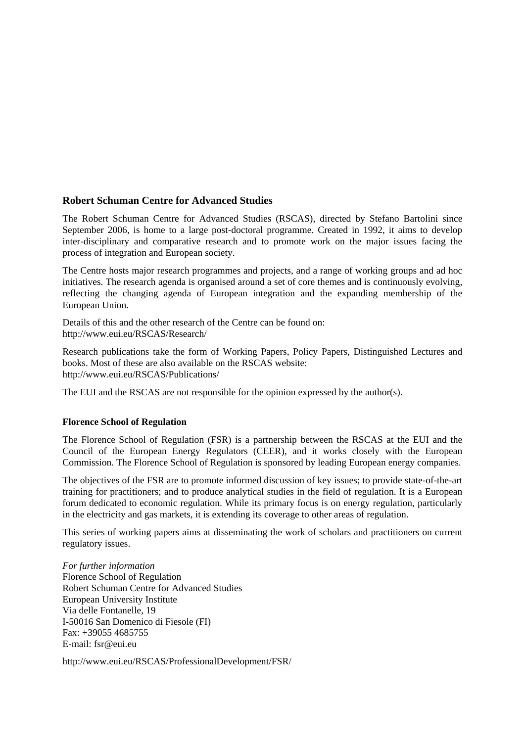## Robert Schuman Centre for Advanced Studies

The Robert Schuman Centre for Advanced Studies (RSCAS), directed by Stefano Bartolini since September 2006, is home to a large post-doctoral programme. Created in 1992, it aims to develop inter-disciplinary and comparative research and to promote work on the major issues facing the process of integration and European society.

The Centre hosts major research programmes and projects, and a range of working groups and ad hoc initiatives. The research agenda is organised around a set of core themes and is continuously evolving, reflecting the changing agenda of European integration and the expanding membership of the European Union.

Details of this and the other research of the Centre can be found on:
http://www.eui.eu/RSCAS/Research/

Research publications take the form of Working Papers, Policy Papers, Distinguished Lectures and books. Most of these are also available on the RSCAS website:
http://www.eui.eu/RSCAS/Publications/

The EUI and the RSCAS are not responsible for the opinion expressed by the author(s).

### Florence School of Regulation

The Florence School of Regulation (FSR) is a partnership between the RSCAS at the EUI and the Council of the European Energy Regulators (CEER), and it works closely with the European Commission. The Florence School of Regulation is sponsored by leading European energy companies.

The objectives of the FSR are to promote informed discussion of key issues; to provide state-of-the-art training for practitioners; and to produce analytical studies in the field of regulation. It is a European forum dedicated to economic regulation. While its primary focus is on energy regulation, particularly in the electricity and gas markets, it is extending its coverage to other areas of regulation.

This series of working papers aims at disseminating the work of scholars and practitioners on current regulatory issues.

*For further information*
Florence School of Regulation
Robert Schuman Centre for Advanced Studies
European University Institute
Via delle Fontanelle, 19
I-50016 San Domenico di Fiesole (FI)
Fax: +39055 4685755
E-mail: fsr@eui.eu

http://www.eui.eu/RSCAS/ProfessionalDevelopment/FSR/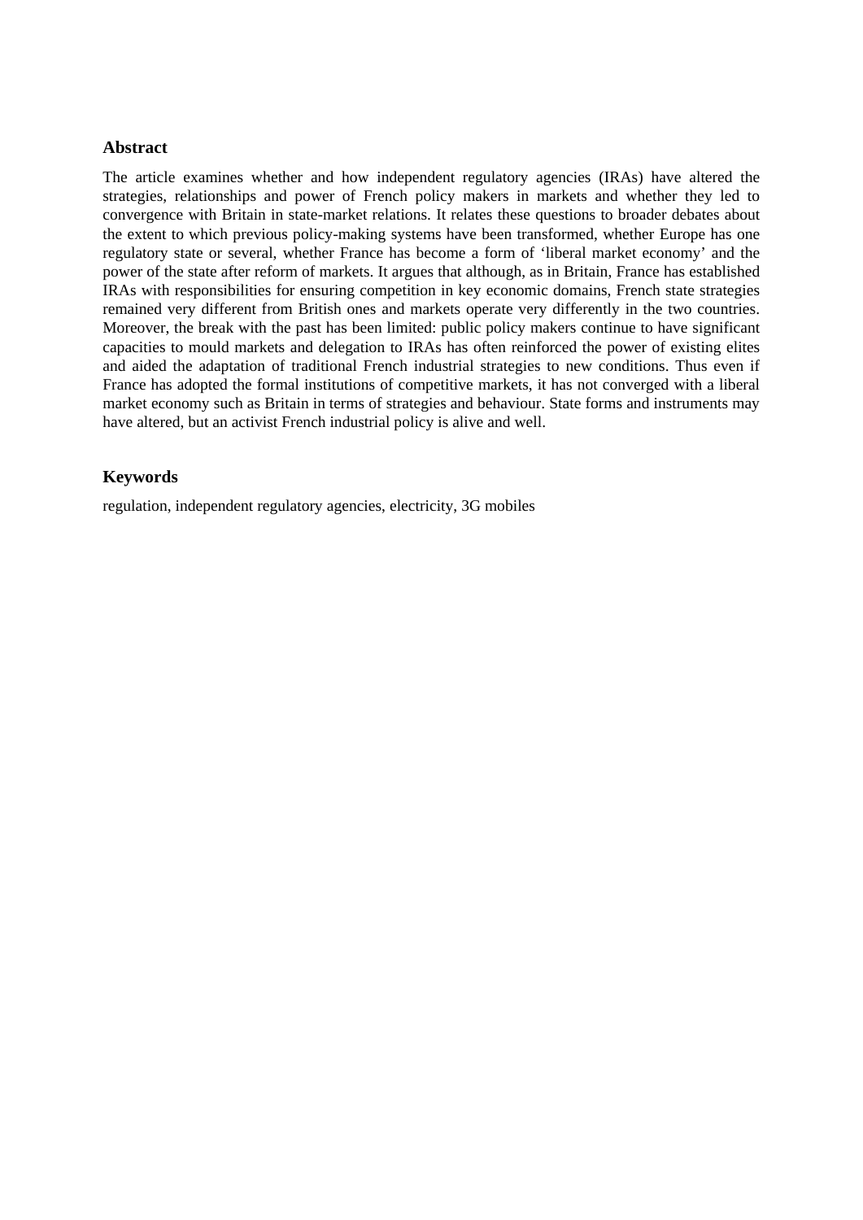## Abstract

The article examines whether and how independent regulatory agencies (IRAs) have altered the strategies, relationships and power of French policy makers in markets and whether they led to convergence with Britain in state-market relations. It relates these questions to broader debates about the extent to which previous policy-making systems have been transformed, whether Europe has one regulatory state or several, whether France has become a form of 'liberal market economy' and the power of the state after reform of markets. It argues that although, as in Britain, France has established IRAs with responsibilities for ensuring competition in key economic domains, French state strategies remained very different from British ones and markets operate very differently in the two countries. Moreover, the break with the past has been limited: public policy makers continue to have significant capacities to mould markets and delegation to IRAs has often reinforced the power of existing elites and aided the adaptation of traditional French industrial strategies to new conditions. Thus even if France has adopted the formal institutions of competitive markets, it has not converged with a liberal market economy such as Britain in terms of strategies and behaviour. State forms and instruments may have altered, but an activist French industrial policy is alive and well.

## Keywords

regulation, independent regulatory agencies, electricity, 3G mobiles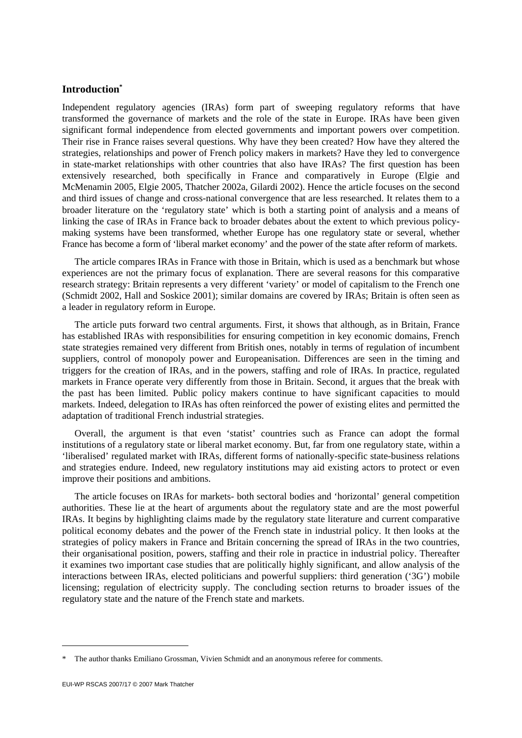## Introduction[*]

Independent regulatory agencies (IRAs) form part of sweeping regulatory reforms that have transformed the governance of markets and the role of the state in Europe. IRAs have been given significant formal independence from elected governments and important powers over competition. Their rise in France raises several questions. Why have they been created? How have they altered the strategies, relationships and power of French policy makers in markets? Have they led to convergence in state-market relationships with other countries that also have IRAs? The first question has been extensively researched, both specifically in France and comparatively in Europe (Elgie and McMenamin 2005, Elgie 2005, Thatcher 2002a, Gilardi 2002). Hence the article focuses on the second and third issues of change and cross-national convergence that are less researched. It relates them to a broader literature on the 'regulatory state' which is both a starting point of analysis and a means of linking the case of IRAs in France back to broader debates about the extent to which previous policy-making systems have been transformed, whether Europe has one regulatory state or several, whether France has become a form of 'liberal market economy' and the power of the state after reform of markets.

The article compares IRAs in France with those in Britain, which is used as a benchmark but whose experiences are not the primary focus of explanation. There are several reasons for this comparative research strategy: Britain represents a very different 'variety' or model of capitalism to the French one (Schmidt 2002, Hall and Soskice 2001); similar domains are covered by IRAs; Britain is often seen as a leader in regulatory reform in Europe.

The article puts forward two central arguments. First, it shows that although, as in Britain, France has established IRAs with responsibilities for ensuring competition in key economic domains, French state strategies remained very different from British ones, notably in terms of regulation of incumbent suppliers, control of monopoly power and Europeanisation. Differences are seen in the timing and triggers for the creation of IRAs, and in the powers, staffing and role of IRAs. In practice, regulated markets in France operate very differently from those in Britain. Second, it argues that the break with the past has been limited. Public policy makers continue to have significant capacities to mould markets. Indeed, delegation to IRAs has often reinforced the power of existing elites and permitted the adaptation of traditional French industrial strategies.

Overall, the argument is that even 'statist' countries such as France can adopt the formal institutions of a regulatory state or liberal market economy. But, far from one regulatory state, within a 'liberalised' regulated market with IRAs, different forms of nationally-specific state-business relations and strategies endure. Indeed, new regulatory institutions may aid existing actors to protect or even improve their positions and ambitions.

The article focuses on IRAs for markets- both sectoral bodies and 'horizontal' general competition authorities. These lie at the heart of arguments about the regulatory state and are the most powerful IRAs. It begins by highlighting claims made by the regulatory state literature and current comparative political economy debates and the power of the French state in industrial policy. It then looks at the strategies of policy makers in France and Britain concerning the spread of IRAs in the two countries, their organisational position, powers, staffing and their role in practice in industrial policy. Thereafter it examines two important case studies that are politically highly significant, and allow analysis of the interactions between IRAs, elected politicians and powerful suppliers: third generation ('3G') mobile licensing; regulation of electricity supply. The concluding section returns to broader issues of the regulatory state and the nature of the French state and markets.

---

[*] The author thanks Emiliano Grossman, Vivien Schmidt and an anonymous referee for comments.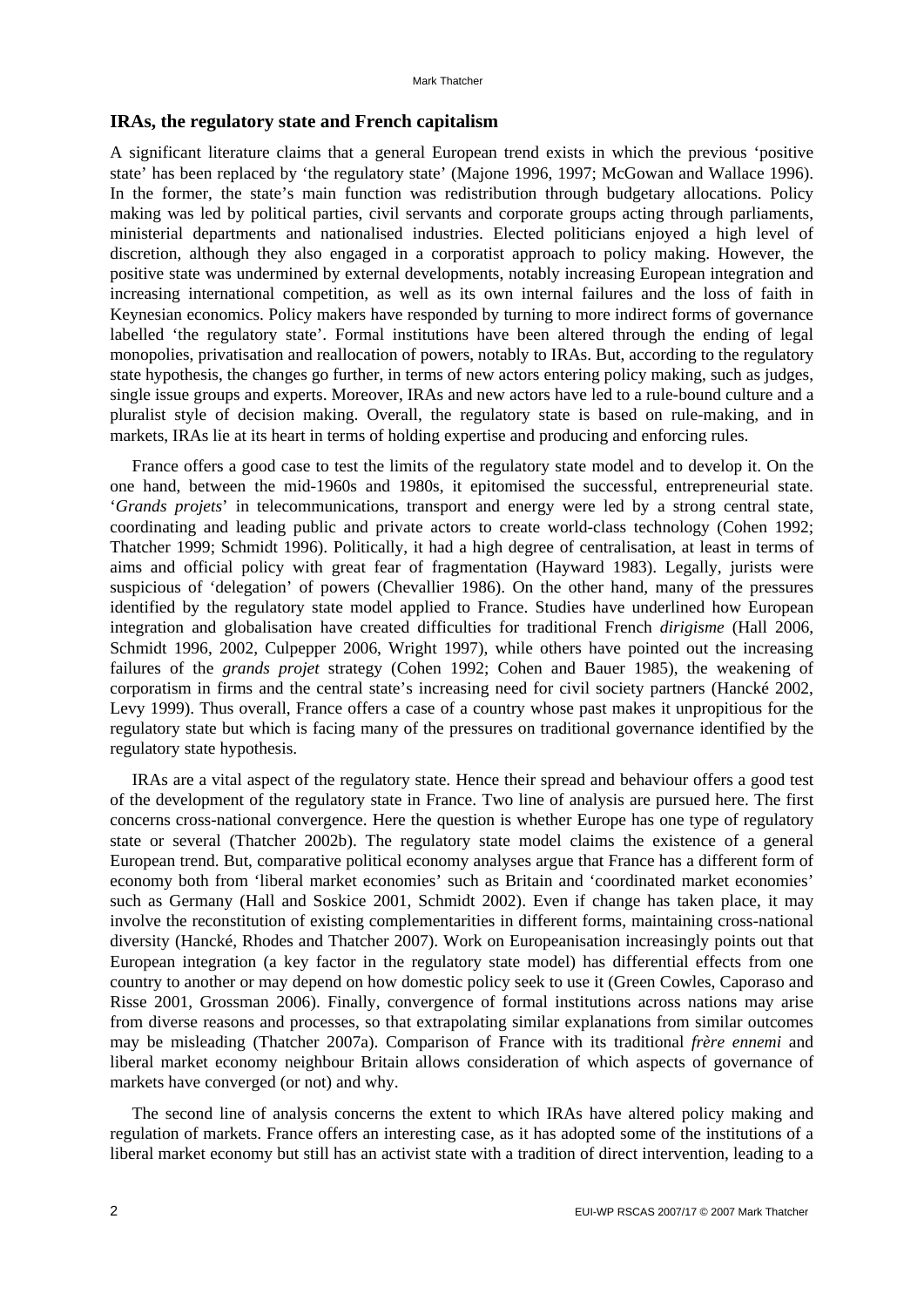## IRAs, the regulatory state and French capitalism

A significant literature claims that a general European trend exists in which the previous 'positive state' has been replaced by 'the regulatory state' (Majone 1996, 1997; McGowan and Wallace 1996). In the former, the state's main function was redistribution through budgetary allocations. Policy making was led by political parties, civil servants and corporate groups acting through parliaments, ministerial departments and nationalised industries. Elected politicians enjoyed a high level of discretion, although they also engaged in a corporatist approach to policy making. However, the positive state was undermined by external developments, notably increasing European integration and increasing international competition, as well as its own internal failures and the loss of faith in Keynesian economics. Policy makers have responded by turning to more indirect forms of governance labelled 'the regulatory state'. Formal institutions have been altered through the ending of legal monopolies, privatisation and reallocation of powers, notably to IRAs. But, according to the regulatory state hypothesis, the changes go further, in terms of new actors entering policy making, such as judges, single issue groups and experts. Moreover, IRAs and new actors have led to a rule-bound culture and a pluralist style of decision making. Overall, the regulatory state is based on rule-making, and in markets, IRAs lie at its heart in terms of holding expertise and producing and enforcing rules.

France offers a good case to test the limits of the regulatory state model and to develop it. On the one hand, between the mid-1960s and 1980s, it epitomised the successful, entrepreneurial state. '*Grands projets*' in telecommunications, transport and energy were led by a strong central state, coordinating and leading public and private actors to create world-class technology (Cohen 1992; Thatcher 1999; Schmidt 1996). Politically, it had a high degree of centralisation, at least in terms of aims and official policy with great fear of fragmentation (Hayward 1983). Legally, jurists were suspicious of 'delegation' of powers (Chevallier 1986). On the other hand, many of the pressures identified by the regulatory state model applied to France. Studies have underlined how European integration and globalisation have created difficulties for traditional French *dirigisme* (Hall 2006, Schmidt 1996, 2002, Culpepper 2006, Wright 1997), while others have pointed out the increasing failures of the *grands projet* strategy (Cohen 1992; Cohen and Bauer 1985), the weakening of corporatism in firms and the central state's increasing need for civil society partners (Hancké 2002, Levy 1999). Thus overall, France offers a case of a country whose past makes it unpropitious for the regulatory state but which is facing many of the pressures on traditional governance identified by the regulatory state hypothesis.

IRAs are a vital aspect of the regulatory state. Hence their spread and behaviour offers a good test of the development of the regulatory state in France. Two line of analysis are pursued here. The first concerns cross-national convergence. Here the question is whether Europe has one type of regulatory state or several (Thatcher 2002b). The regulatory state model claims the existence of a general European trend. But, comparative political economy analyses argue that France has a different form of economy both from 'liberal market economies' such as Britain and 'coordinated market economies' such as Germany (Hall and Soskice 2001, Schmidt 2002). Even if change has taken place, it may involve the reconstitution of existing complementarities in different forms, maintaining cross-national diversity (Hancké, Rhodes and Thatcher 2007). Work on Europeanisation increasingly points out that European integration (a key factor in the regulatory state model) has differential effects from one country to another or may depend on how domestic policy seek to use it (Green Cowles, Caporaso and Risse 2001, Grossman 2006). Finally, convergence of formal institutions across nations may arise from diverse reasons and processes, so that extrapolating similar explanations from similar outcomes may be misleading (Thatcher 2007a). Comparison of France with its traditional *frère ennemi* and liberal market economy neighbour Britain allows consideration of which aspects of governance of markets have converged (or not) and why.

The second line of analysis concerns the extent to which IRAs have altered policy making and regulation of markets. France offers an interesting case, as it has adopted some of the institutions of a liberal market economy but still has an activist state with a tradition of direct intervention, leading to a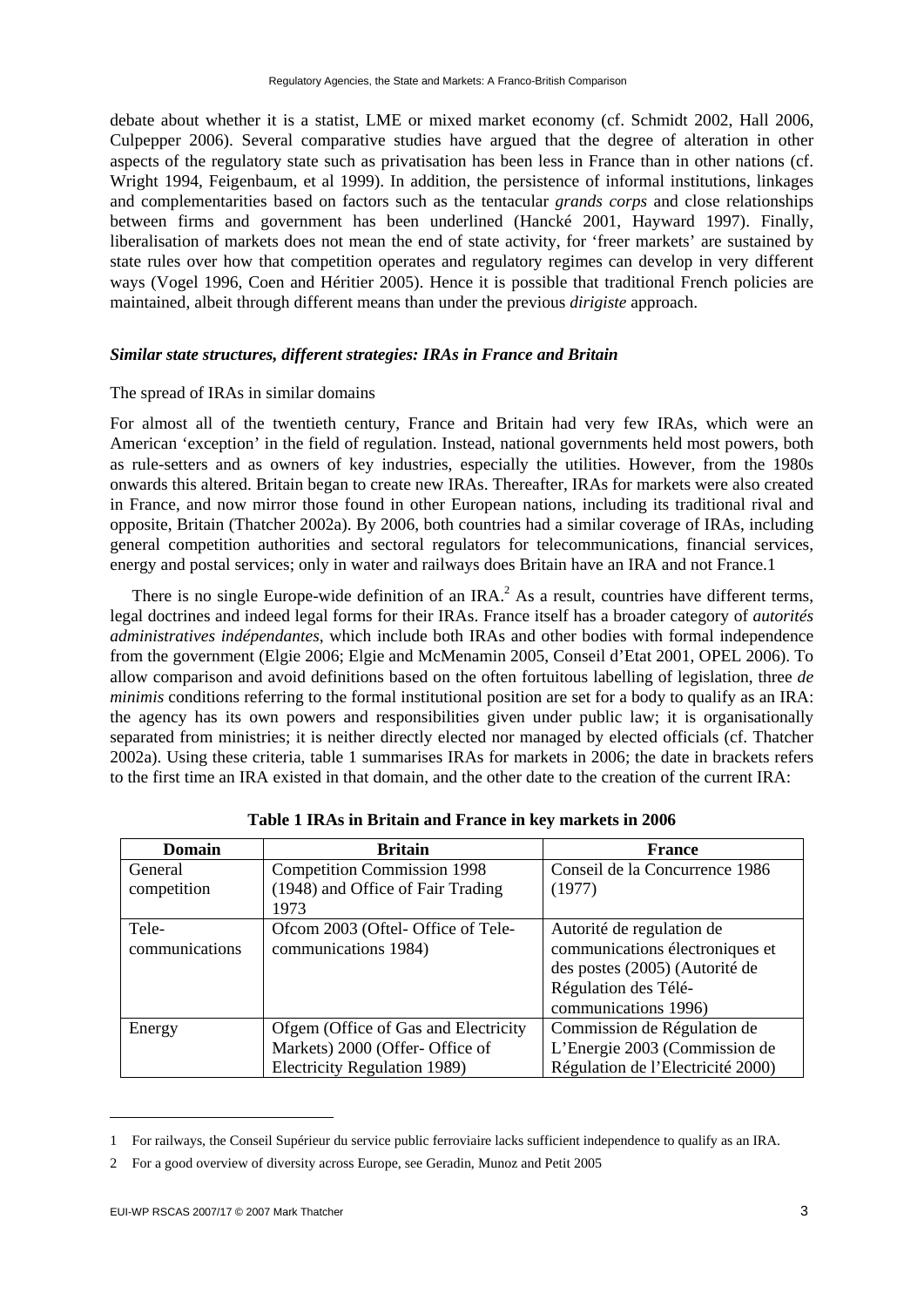debate about whether it is a statist, LME or mixed market economy (cf. Schmidt 2002, Hall 2006, Culpepper 2006). Several comparative studies have argued that the degree of alteration in other aspects of the regulatory state such as privatisation has been less in France than in other nations (cf. Wright 1994, Feigenbaum, et al 1999). In addition, the persistence of informal institutions, linkages and complementarities based on factors such as the tentacular *grands corps* and close relationships between firms and government has been underlined (Hancké 2001, Hayward 1997). Finally, liberalisation of markets does not mean the end of state activity, for 'freer markets' are sustained by state rules over how that competition operates and regulatory regimes can develop in very different ways (Vogel 1996, Coen and Héritier 2005). Hence it is possible that traditional French policies are maintained, albeit through different means than under the previous *dirigiste* approach.

### *Similar state structures, different strategies: IRAs in France and Britain*

The spread of IRAs in similar domains

For almost all of the twentieth century, France and Britain had very few IRAs, which were an American 'exception' in the field of regulation. Instead, national governments held most powers, both as rule-setters and as owners of key industries, especially the utilities. However, from the 1980s onwards this altered. Britain began to create new IRAs. Thereafter, IRAs for markets were also created in France, and now mirror those found in other European nations, including its traditional rival and opposite, Britain (Thatcher 2002a). By 2006, both countries had a similar coverage of IRAs, including general competition authorities and sectoral regulators for telecommunications, financial services, energy and postal services; only in water and railways does Britain have an IRA and not France.1

There is no single Europe-wide definition of an IRA.[2] As a result, countries have different terms, legal doctrines and indeed legal forms for their IRAs. France itself has a broader category of *autorités administratives indépendantes*, which include both IRAs and other bodies with formal independence from the government (Elgie 2006; Elgie and McMenamin 2005, Conseil d'Etat 2001, OPEL 2006). To allow comparison and avoid definitions based on the often fortuitous labelling of legislation, three *de minimis* conditions referring to the formal institutional position are set for a body to qualify as an IRA: the agency has its own powers and responsibilities given under public law; it is organisationally separated from ministries; it is neither directly elected nor managed by elected officials (cf. Thatcher 2002a). Using these criteria, table 1 summarises IRAs for markets in 2006; the date in brackets refers to the first time an IRA existed in that domain, and the other date to the creation of the current IRA:

**Table 1 IRAs in Britain and France in key markets in 2006**

| Domain | Britain | France |
|---|---|---|
| General competition | Competition Commission 1998 (1948) and Office of Fair Trading 1973 | Conseil de la Concurrence 1986 (1977) |
| Tele-communications | Ofcom 2003 (Oftel- Office of Tele-communications 1984) | Autorité de regulation de communications électroniques et des postes (2005) (Autorité de Régulation des Télé-communications 1996) |
| Energy | Ofgem (Office of Gas and Electricity Markets) 2000 (Offer- Office of Electricity Regulation 1989) | Commission de Régulation de L'Energie 2003 (Commission de Régulation de l'Electricité 2000) |

1 For railways, the Conseil Supérieur du service public ferroviaire lacks sufficient independence to qualify as an IRA.

2 For a good overview of diversity across Europe, see Geradin, Munoz and Petit 2005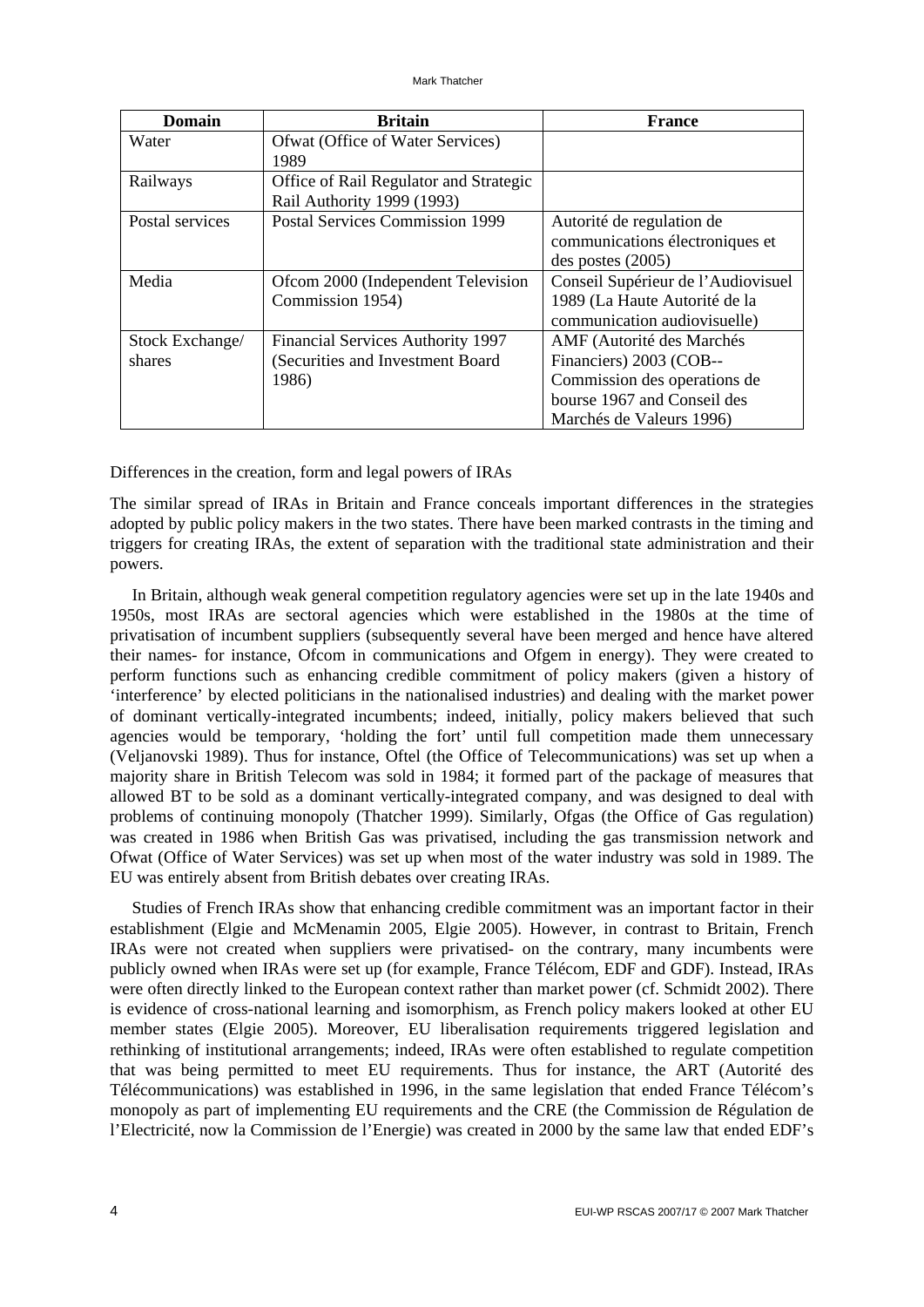| Domain | Britain | France |
|---|---|---|
| Water | Ofwat (Office of Water Services) 1989 | |
| Railways | Office of Rail Regulator and Strategic Rail Authority 1999 (1993) | |
| Postal services | Postal Services Commission 1999 | Autorité de regulation de communications électroniques et des postes (2005) |
| Media | Ofcom 2000 (Independent Television Commission 1954) | Conseil Supérieur de l'Audiovisuel 1989 (La Haute Autorité de la communication audiovisuelle) |
| Stock Exchange/ shares | Financial Services Authority 1997 (Securities and Investment Board 1986) | AMF (Autorité des Marchés Financiers) 2003 (COB-- Commission des operations de bourse 1967 and Conseil des Marchés de Valeurs 1996) |

Differences in the creation, form and legal powers of IRAs

The similar spread of IRAs in Britain and France conceals important differences in the strategies adopted by public policy makers in the two states. There have been marked contrasts in the timing and triggers for creating IRAs, the extent of separation with the traditional state administration and their powers.

In Britain, although weak general competition regulatory agencies were set up in the late 1940s and 1950s, most IRAs are sectoral agencies which were established in the 1980s at the time of privatisation of incumbent suppliers (subsequently several have been merged and hence have altered their names- for instance, Ofcom in communications and Ofgem in energy). They were created to perform functions such as enhancing credible commitment of policy makers (given a history of 'interference' by elected politicians in the nationalised industries) and dealing with the market power of dominant vertically-integrated incumbents; indeed, initially, policy makers believed that such agencies would be temporary, 'holding the fort' until full competition made them unnecessary (Veljanovski 1989). Thus for instance, Oftel (the Office of Telecommunications) was set up when a majority share in British Telecom was sold in 1984; it formed part of the package of measures that allowed BT to be sold as a dominant vertically-integrated company, and was designed to deal with problems of continuing monopoly (Thatcher 1999). Similarly, Ofgas (the Office of Gas regulation) was created in 1986 when British Gas was privatised, including the gas transmission network and Ofwat (Office of Water Services) was set up when most of the water industry was sold in 1989. The EU was entirely absent from British debates over creating IRAs.

Studies of French IRAs show that enhancing credible commitment was an important factor in their establishment (Elgie and McMenamin 2005, Elgie 2005). However, in contrast to Britain, French IRAs were not created when suppliers were privatised- on the contrary, many incumbents were publicly owned when IRAs were set up (for example, France Télécom, EDF and GDF). Instead, IRAs were often directly linked to the European context rather than market power (cf. Schmidt 2002). There is evidence of cross-national learning and isomorphism, as French policy makers looked at other EU member states (Elgie 2005). Moreover, EU liberalisation requirements triggered legislation and rethinking of institutional arrangements; indeed, IRAs were often established to regulate competition that was being permitted to meet EU requirements. Thus for instance, the ART (Autorité des Télécommunications) was established in 1996, in the same legislation that ended France Télécom's monopoly as part of implementing EU requirements and the CRE (the Commission de Régulation de l'Electricité, now la Commission de l'Energie) was created in 2000 by the same law that ended EDF's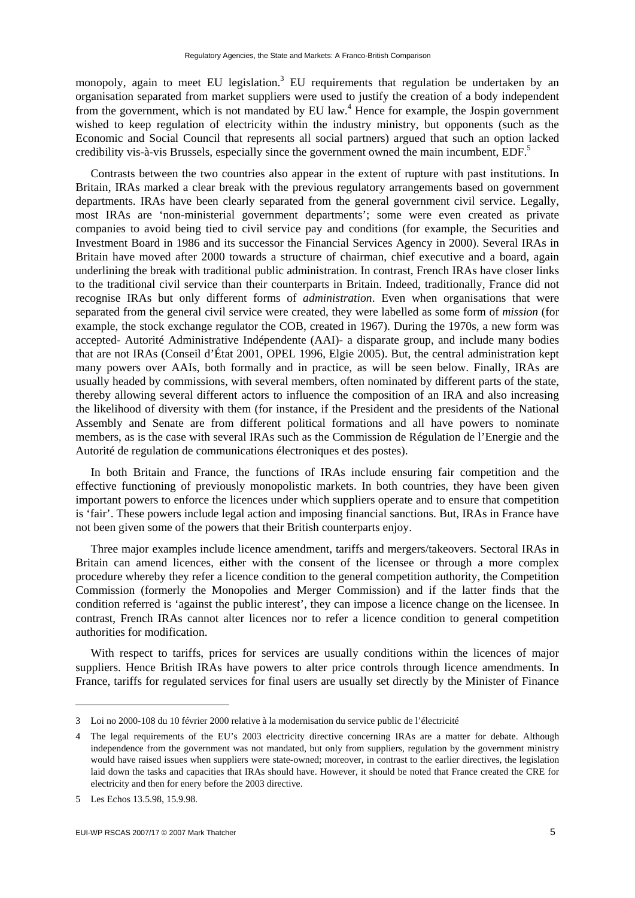monopoly, again to meet EU legislation.[3] EU requirements that regulation be undertaken by an organisation separated from market suppliers were used to justify the creation of a body independent from the government, which is not mandated by EU law.[4] Hence for example, the Jospin government wished to keep regulation of electricity within the industry ministry, but opponents (such as the Economic and Social Council that represents all social partners) argued that such an option lacked credibility vis-à-vis Brussels, especially since the government owned the main incumbent, EDF.[5]

Contrasts between the two countries also appear in the extent of rupture with past institutions. In Britain, IRAs marked a clear break with the previous regulatory arrangements based on government departments. IRAs have been clearly separated from the general government civil service. Legally, most IRAs are 'non-ministerial government departments'; some were even created as private companies to avoid being tied to civil service pay and conditions (for example, the Securities and Investment Board in 1986 and its successor the Financial Services Agency in 2000). Several IRAs in Britain have moved after 2000 towards a structure of chairman, chief executive and a board, again underlining the break with traditional public administration. In contrast, French IRAs have closer links to the traditional civil service than their counterparts in Britain. Indeed, traditionally, France did not recognise IRAs but only different forms of *administration*. Even when organisations that were separated from the general civil service were created, they were labelled as some form of *mission* (for example, the stock exchange regulator the COB, created in 1967). During the 1970s, a new form was accepted- Autorité Administrative Indépendente (AAI)- a disparate group, and include many bodies that are not IRAs (Conseil d'État 2001, OPEL 1996, Elgie 2005). But, the central administration kept many powers over AAIs, both formally and in practice, as will be seen below. Finally, IRAs are usually headed by commissions, with several members, often nominated by different parts of the state, thereby allowing several different actors to influence the composition of an IRA and also increasing the likelihood of diversity with them (for instance, if the President and the presidents of the National Assembly and Senate are from different political formations and all have powers to nominate members, as is the case with several IRAs such as the Commission de Régulation de l'Energie and the Autorité de regulation de communications électroniques et des postes).

In both Britain and France, the functions of IRAs include ensuring fair competition and the effective functioning of previously monopolistic markets. In both countries, they have been given important powers to enforce the licences under which suppliers operate and to ensure that competition is 'fair'. These powers include legal action and imposing financial sanctions. But, IRAs in France have not been given some of the powers that their British counterparts enjoy.

Three major examples include licence amendment, tariffs and mergers/takeovers. Sectoral IRAs in Britain can amend licences, either with the consent of the licensee or through a more complex procedure whereby they refer a licence condition to the general competition authority, the Competition Commission (formerly the Monopolies and Merger Commission) and if the latter finds that the condition referred is 'against the public interest', they can impose a licence change on the licensee. In contrast, French IRAs cannot alter licences nor to refer a licence condition to general competition authorities for modification.

With respect to tariffs, prices for services are usually conditions within the licences of major suppliers. Hence British IRAs have powers to alter price controls through licence amendments. In France, tariffs for regulated services for final users are usually set directly by the Minister of Finance

---

3 Loi no 2000-108 du 10 février 2000 relative à la modernisation du service public de l'électricité

4 The legal requirements of the EU's 2003 electricity directive concerning IRAs are a matter for debate. Although independence from the government was not mandated, but only from suppliers, regulation by the government ministry would have raised issues when suppliers were state-owned; moreover, in contrast to the earlier directives, the legislation laid down the tasks and capacities that IRAs should have. However, it should be noted that France created the CRE for electricity and then for enery before the 2003 directive.

5 Les Echos 13.5.98, 15.9.98.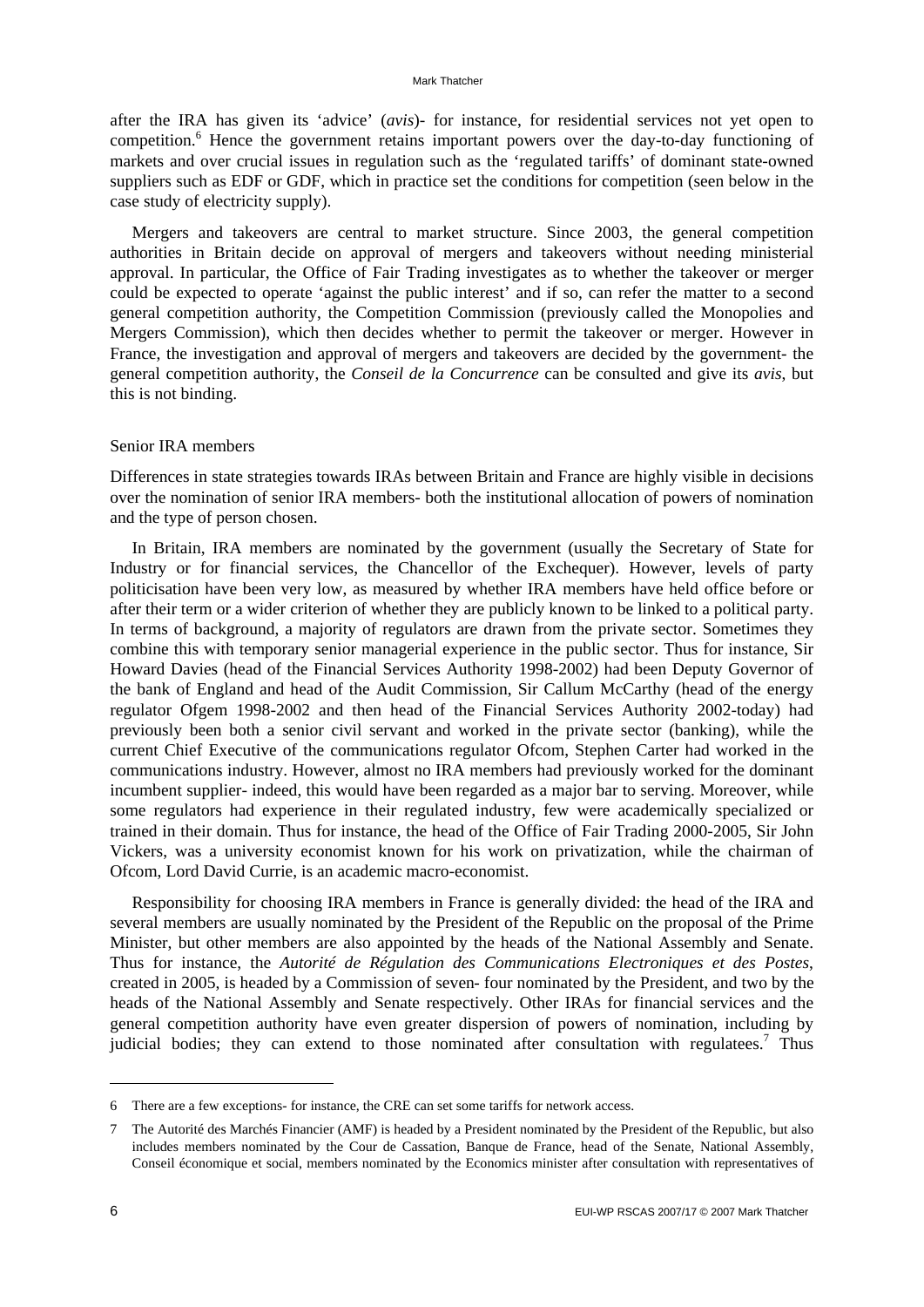after the IRA has given its 'advice' (*avis*)- for instance, for residential services not yet open to competition.[6] Hence the government retains important powers over the day-to-day functioning of markets and over crucial issues in regulation such as the 'regulated tariffs' of dominant state-owned suppliers such as EDF or GDF, which in practice set the conditions for competition (seen below in the case study of electricity supply).

Mergers and takeovers are central to market structure. Since 2003, the general competition authorities in Britain decide on approval of mergers and takeovers without needing ministerial approval. In particular, the Office of Fair Trading investigates as to whether the takeover or merger could be expected to operate 'against the public interest' and if so, can refer the matter to a second general competition authority, the Competition Commission (previously called the Monopolies and Mergers Commission), which then decides whether to permit the takeover or merger. However in France, the investigation and approval of mergers and takeovers are decided by the government- the general competition authority, the *Conseil de la Concurrence* can be consulted and give its *avis*, but this is not binding.

## Senior IRA members

Differences in state strategies towards IRAs between Britain and France are highly visible in decisions over the nomination of senior IRA members- both the institutional allocation of powers of nomination and the type of person chosen.

In Britain, IRA members are nominated by the government (usually the Secretary of State for Industry or for financial services, the Chancellor of the Exchequer). However, levels of party politicisation have been very low, as measured by whether IRA members have held office before or after their term or a wider criterion of whether they are publicly known to be linked to a political party. In terms of background, a majority of regulators are drawn from the private sector. Sometimes they combine this with temporary senior managerial experience in the public sector. Thus for instance, Sir Howard Davies (head of the Financial Services Authority 1998-2002) had been Deputy Governor of the bank of England and head of the Audit Commission, Sir Callum McCarthy (head of the energy regulator Ofgem 1998-2002 and then head of the Financial Services Authority 2002-today) had previously been both a senior civil servant and worked in the private sector (banking), while the current Chief Executive of the communications regulator Ofcom, Stephen Carter had worked in the communications industry. However, almost no IRA members had previously worked for the dominant incumbent supplier- indeed, this would have been regarded as a major bar to serving. Moreover, while some regulators had experience in their regulated industry, few were academically specialized or trained in their domain. Thus for instance, the head of the Office of Fair Trading 2000-2005, Sir John Vickers, was a university economist known for his work on privatization, while the chairman of Ofcom, Lord David Currie, is an academic macro-economist.

Responsibility for choosing IRA members in France is generally divided: the head of the IRA and several members are usually nominated by the President of the Republic on the proposal of the Prime Minister, but other members are also appointed by the heads of the National Assembly and Senate. Thus for instance, the *Autorité de Régulation des Communications Electroniques et des Postes*, created in 2005, is headed by a Commission of seven- four nominated by the President, and two by the heads of the National Assembly and Senate respectively. Other IRAs for financial services and the general competition authority have even greater dispersion of powers of nomination, including by judicial bodies; they can extend to those nominated after consultation with regulatees.[7] Thus

---

6 There are a few exceptions- for instance, the CRE can set some tariffs for network access.

7 The Autorité des Marchés Financier (AMF) is headed by a President nominated by the President of the Republic, but also includes members nominated by the Cour de Cassation, Banque de France, head of the Senate, National Assembly, Conseil économique et social, members nominated by the Economics minister after consultation with representatives of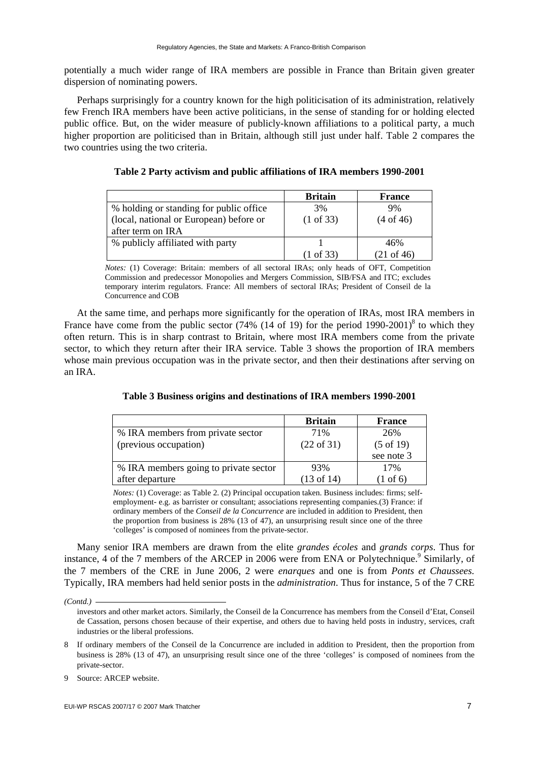potentially a much wider range of IRA members are possible in France than Britain given greater dispersion of nominating powers.

Perhaps surprisingly for a country known for the high politicisation of its administration, relatively few French IRA members have been active politicians, in the sense of standing for or holding elected public office. But, on the wider measure of publicly-known affiliations to a political party, a much higher proportion are politicised than in Britain, although still just under half. Table 2 compares the two countries using the two criteria.

**Table 2 Party activism and public affiliations of IRA members 1990-2001**

| | **Britain** | **France** |
|---|---|---|
| % holding or standing for public office (local, national or European) before or after term on IRA | 3% (1 of 33) | 9% (4 of 46) |
| % publicly affiliated with party | 1 (1 of 33) | 46% (21 of 46) |

*Notes:* (1) Coverage: Britain: members of all sectoral IRAs; only heads of OFT, Competition Commission and predecessor Monopolies and Mergers Commission, SIB/FSA and ITC; excludes temporary interim regulators. France: All members of sectoral IRAs; President of Conseil de la Concurrence and COB

At the same time, and perhaps more significantly for the operation of IRAs, most IRA members in France have come from the public sector (74% (14 of 19) for the period 1990-2001)[8] to which they often return. This is in sharp contrast to Britain, where most IRA members come from the private sector, to which they return after their IRA service. Table 3 shows the proportion of IRA members whose main previous occupation was in the private sector, and then their destinations after serving on an IRA.

**Table 3 Business origins and destinations of IRA members 1990-2001**

| | **Britain** | **France** |
|---|---|---|
| % IRA members from private sector (previous occupation) | 71% (22 of 31) | 26% (5 of 19) see note 3 |
| % IRA members going to private sector after departure | 93% (13 of 14) | 17% (1 of 6) |

*Notes:* (1) Coverage: as Table 2. (2) Principal occupation taken. Business includes: firms; self-employment- e.g. as barrister or consultant; associations representing companies.(3) France: if ordinary members of the *Conseil de la Concurrence* are included in addition to President, then the proportion from business is 28% (13 of 47), an unsurprising result since one of the three 'colleges' is composed of nominees from the private-sector.

Many senior IRA members are drawn from the elite *grandes écoles* and *grands corps*. Thus for instance, 4 of the 7 members of the ARCEP in 2006 were from ENA or Polytechnique.[9] Similarly, of the 7 members of the CRE in June 2006, 2 were *enarques* and one is from *Ponts et Chaussees.* Typically, IRA members had held senior posts in the *administration*. Thus for instance, 5 of the 7 CRE

*(Contd.)*

investors and other market actors. Similarly, the Conseil de la Concurrence has members from the Conseil d'Etat, Conseil de Cassation, persons chosen because of their expertise, and others due to having held posts in industry, services, craft industries or the liberal professions.

8 If ordinary members of the Conseil de la Concurrence are included in addition to President, then the proportion from business is 28% (13 of 47), an unsurprising result since one of the three 'colleges' is composed of nominees from the private-sector.

9 Source: ARCEP website.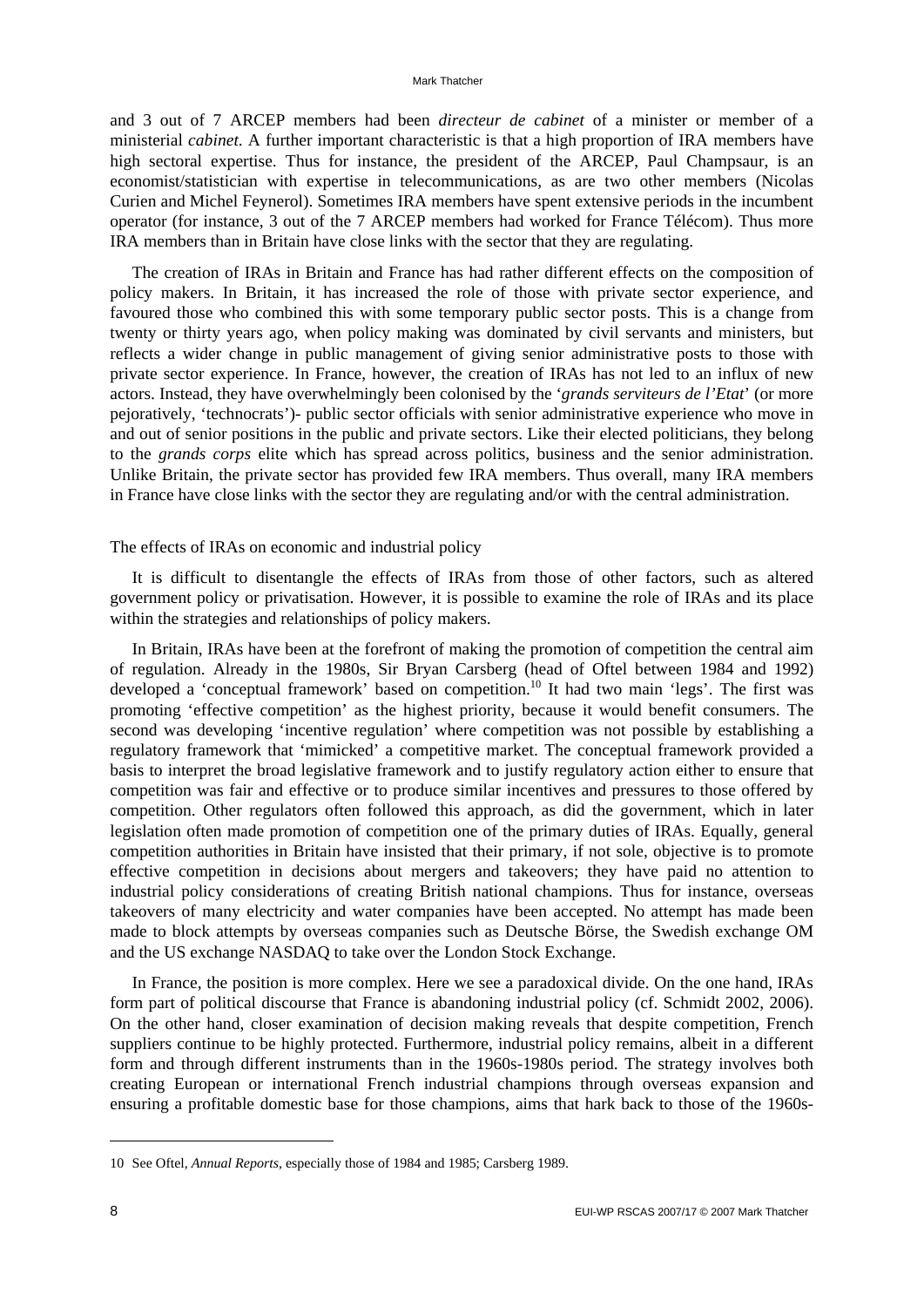and 3 out of 7 ARCEP members had been *directeur de cabinet* of a minister or member of a ministerial *cabinet*. A further important characteristic is that a high proportion of IRA members have high sectoral expertise. Thus for instance, the president of the ARCEP, Paul Champsaur, is an economist/statistician with expertise in telecommunications, as are two other members (Nicolas Curien and Michel Feynerol). Sometimes IRA members have spent extensive periods in the incumbent operator (for instance, 3 out of the 7 ARCEP members had worked for France Télécom). Thus more IRA members than in Britain have close links with the sector that they are regulating.

The creation of IRAs in Britain and France has had rather different effects on the composition of policy makers. In Britain, it has increased the role of those with private sector experience, and favoured those who combined this with some temporary public sector posts. This is a change from twenty or thirty years ago, when policy making was dominated by civil servants and ministers, but reflects a wider change in public management of giving senior administrative posts to those with private sector experience. In France, however, the creation of IRAs has not led to an influx of new actors. Instead, they have overwhelmingly been colonised by the '*grands serviteurs de l'Etat*' (or more pejoratively, 'technocrats')- public sector officials with senior administrative experience who move in and out of senior positions in the public and private sectors. Like their elected politicians, they belong to the *grands corps* elite which has spread across politics, business and the senior administration. Unlike Britain, the private sector has provided few IRA members. Thus overall, many IRA members in France have close links with the sector they are regulating and/or with the central administration.

## The effects of IRAs on economic and industrial policy

It is difficult to disentangle the effects of IRAs from those of other factors, such as altered government policy or privatisation. However, it is possible to examine the role of IRAs and its place within the strategies and relationships of policy makers.

In Britain, IRAs have been at the forefront of making the promotion of competition the central aim of regulation. Already in the 1980s, Sir Bryan Carsberg (head of Oftel between 1984 and 1992) developed a 'conceptual framework' based on competition.[10] It had two main 'legs'. The first was promoting 'effective competition' as the highest priority, because it would benefit consumers. The second was developing 'incentive regulation' where competition was not possible by establishing a regulatory framework that 'mimicked' a competitive market. The conceptual framework provided a basis to interpret the broad legislative framework and to justify regulatory action either to ensure that competition was fair and effective or to produce similar incentives and pressures to those offered by competition. Other regulators often followed this approach, as did the government, which in later legislation often made promotion of competition one of the primary duties of IRAs. Equally, general competition authorities in Britain have insisted that their primary, if not sole, objective is to promote effective competition in decisions about mergers and takeovers; they have paid no attention to industrial policy considerations of creating British national champions. Thus for instance, overseas takeovers of many electricity and water companies have been accepted. No attempt has made been made to block attempts by overseas companies such as Deutsche Börse, the Swedish exchange OM and the US exchange NASDAQ to take over the London Stock Exchange.

In France, the position is more complex. Here we see a paradoxical divide. On the one hand, IRAs form part of political discourse that France is abandoning industrial policy (cf. Schmidt 2002, 2006). On the other hand, closer examination of decision making reveals that despite competition, French suppliers continue to be highly protected. Furthermore, industrial policy remains, albeit in a different form and through different instruments than in the 1960s-1980s period. The strategy involves both creating European or international French industrial champions through overseas expansion and ensuring a profitable domestic base for those champions, aims that hark back to those of the 1960s-

---

10 See Oftel, *Annual Reports*, especially those of 1984 and 1985; Carsberg 1989.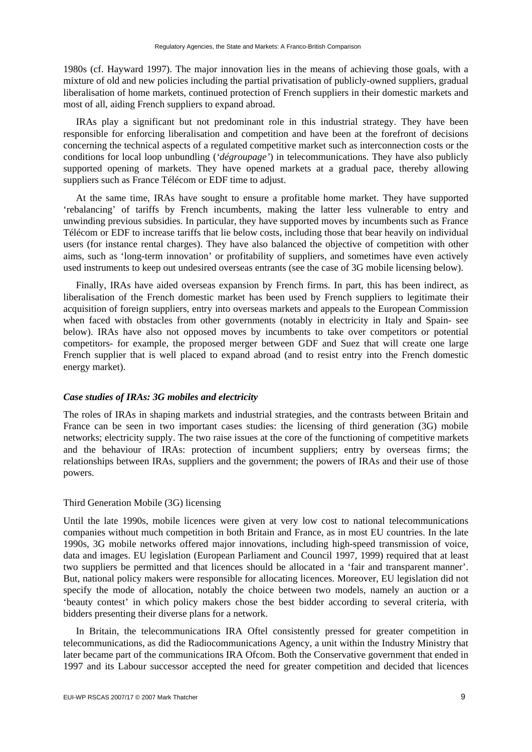1980s (cf. Hayward 1997). The major innovation lies in the means of achieving those goals, with a mixture of old and new policies including the partial privatisation of publicly-owned suppliers, gradual liberalisation of home markets, continued protection of French suppliers in their domestic markets and most of all, aiding French suppliers to expand abroad.

IRAs play a significant but not predominant role in this industrial strategy. They have been responsible for enforcing liberalisation and competition and have been at the forefront of decisions concerning the technical aspects of a regulated competitive market such as interconnection costs or the conditions for local loop unbundling (*'dégroupage'*) in telecommunications. They have also publicly supported opening of markets. They have opened markets at a gradual pace, thereby allowing suppliers such as France Télécom or EDF time to adjust.

At the same time, IRAs have sought to ensure a profitable home market. They have supported 'rebalancing' of tariffs by French incumbents, making the latter less vulnerable to entry and unwinding previous subsidies. In particular, they have supported moves by incumbents such as France Télécom or EDF to increase tariffs that lie below costs, including those that bear heavily on individual users (for instance rental charges). They have also balanced the objective of competition with other aims, such as 'long-term innovation' or profitability of suppliers, and sometimes have even actively used instruments to keep out undesired overseas entrants (see the case of 3G mobile licensing below).

Finally, IRAs have aided overseas expansion by French firms. In part, this has been indirect, as liberalisation of the French domestic market has been used by French suppliers to legitimate their acquisition of foreign suppliers, entry into overseas markets and appeals to the European Commission when faced with obstacles from other governments (notably in electricity in Italy and Spain- see below). IRAs have also not opposed moves by incumbents to take over competitors or potential competitors- for example, the proposed merger between GDF and Suez that will create one large French supplier that is well placed to expand abroad (and to resist entry into the French domestic energy market).

### *Case studies of IRAs: 3G mobiles and electricity*

The roles of IRAs in shaping markets and industrial strategies, and the contrasts between Britain and France can be seen in two important cases studies: the licensing of third generation (3G) mobile networks; electricity supply. The two raise issues at the core of the functioning of competitive markets and the behaviour of IRAs: protection of incumbent suppliers; entry by overseas firms; the relationships between IRAs, suppliers and the government; the powers of IRAs and their use of those powers.

#### Third Generation Mobile (3G) licensing

Until the late 1990s, mobile licences were given at very low cost to national telecommunications companies without much competition in both Britain and France, as in most EU countries. In the late 1990s, 3G mobile networks offered major innovations, including high-speed transmission of voice, data and images. EU legislation (European Parliament and Council 1997, 1999) required that at least two suppliers be permitted and that licences should be allocated in a 'fair and transparent manner'. But, national policy makers were responsible for allocating licences. Moreover, EU legislation did not specify the mode of allocation, notably the choice between two models, namely an auction or a 'beauty contest' in which policy makers chose the best bidder according to several criteria, with bidders presenting their diverse plans for a network.

In Britain, the telecommunications IRA Oftel consistently pressed for greater competition in telecommunications, as did the Radiocommunications Agency, a unit within the Industry Ministry that later became part of the communications IRA Ofcom. Both the Conservative government that ended in 1997 and its Labour successor accepted the need for greater competition and decided that licences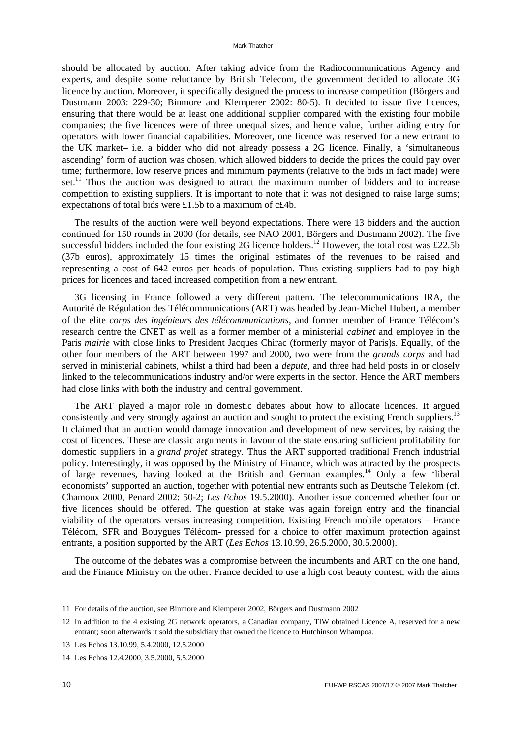should be allocated by auction. After taking advice from the Radiocommunications Agency and experts, and despite some reluctance by British Telecom, the government decided to allocate 3G licence by auction. Moreover, it specifically designed the process to increase competition (Börgers and Dustmann 2003: 229-30; Binmore and Klemperer 2002: 80-5). It decided to issue five licences, ensuring that there would be at least one additional supplier compared with the existing four mobile companies; the five licences were of three unequal sizes, and hence value, further aiding entry for operators with lower financial capabilities. Moreover, one licence was reserved for a new entrant to the UK market– i.e. a bidder who did not already possess a 2G licence. Finally, a 'simultaneous ascending' form of auction was chosen, which allowed bidders to decide the prices the could pay over time; furthermore, low reserve prices and minimum payments (relative to the bids in fact made) were set.[11] Thus the auction was designed to attract the maximum number of bidders and to increase competition to existing suppliers. It is important to note that it was not designed to raise large sums; expectations of total bids were £1.5b to a maximum of c£4b.

The results of the auction were well beyond expectations. There were 13 bidders and the auction continued for 150 rounds in 2000 (for details, see NAO 2001, Börgers and Dustmann 2002). The five successful bidders included the four existing 2G licence holders.[12] However, the total cost was £22.5b (37b euros), approximately 15 times the original estimates of the revenues to be raised and representing a cost of 642 euros per heads of population. Thus existing suppliers had to pay high prices for licences and faced increased competition from a new entrant.

3G licensing in France followed a very different pattern. The telecommunications IRA, the Autorité de Régulation des Télécommunications (ART) was headed by Jean-Michel Hubert, a member of the elite *corps des ingénieurs des télécommunications*, and former member of France Télécom's research centre the CNET as well as a former member of a ministerial *cabinet* and employee in the Paris *mairie* with close links to President Jacques Chirac (formerly mayor of Paris)s. Equally, of the other four members of the ART between 1997 and 2000, two were from the *grands corps* and had served in ministerial cabinets, whilst a third had been a *depute*, and three had held posts in or closely linked to the telecommunications industry and/or were experts in the sector. Hence the ART members had close links with both the industry and central government.

The ART played a major role in domestic debates about how to allocate licences. It argued consistently and very strongly against an auction and sought to protect the existing French suppliers.[13] It claimed that an auction would damage innovation and development of new services, by raising the cost of licences. These are classic arguments in favour of the state ensuring sufficient profitability for domestic suppliers in a *grand projet* strategy. Thus the ART supported traditional French industrial policy. Interestingly, it was opposed by the Ministry of Finance, which was attracted by the prospects of large revenues, having looked at the British and German examples.[14] Only a few 'liberal economists' supported an auction, together with potential new entrants such as Deutsche Telekom (cf. Chamoux 2000, Penard 2002: 50-2; *Les Echos* 19.5.2000). Another issue concerned whether four or five licences should be offered. The question at stake was again foreign entry and the financial viability of the operators versus increasing competition. Existing French mobile operators – France Télécom, SFR and Bouygues Télécom- pressed for a choice to offer maximum protection against entrants, a position supported by the ART (*Les Echos* 13.10.99, 26.5.2000, 30.5.2000).

The outcome of the debates was a compromise between the incumbents and ART on the one hand, and the Finance Ministry on the other. France decided to use a high cost beauty contest, with the aims

---

11 For details of the auction, see Binmore and Klemperer 2002, Börgers and Dustmann 2002

12 In addition to the 4 existing 2G network operators, a Canadian company, TIW obtained Licence A, reserved for a new entrant; soon afterwards it sold the subsidiary that owned the licence to Hutchinson Whampoa.

13 Les Echos 13.10.99, 5.4.2000, 12.5.2000

14 Les Echos 12.4.2000, 3.5.2000, 5.5.2000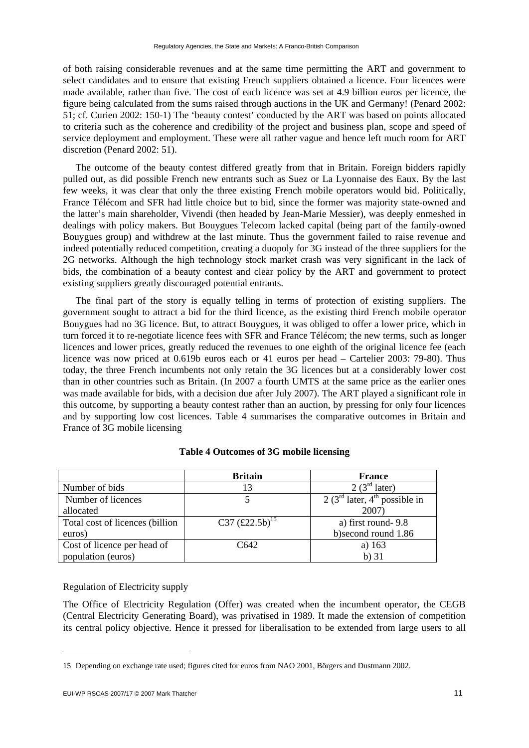of both raising considerable revenues and at the same time permitting the ART and government to select candidates and to ensure that existing French suppliers obtained a licence. Four licences were made available, rather than five. The cost of each licence was set at 4.9 billion euros per licence, the figure being calculated from the sums raised through auctions in the UK and Germany! (Penard 2002: 51; cf. Curien 2002: 150-1) The 'beauty contest' conducted by the ART was based on points allocated to criteria such as the coherence and credibility of the project and business plan, scope and speed of service deployment and employment. These were all rather vague and hence left much room for ART discretion (Penard 2002: 51).

The outcome of the beauty contest differed greatly from that in Britain. Foreign bidders rapidly pulled out, as did possible French new entrants such as Suez or La Lyonnaise des Eaux. By the last few weeks, it was clear that only the three existing French mobile operators would bid. Politically, France Télécom and SFR had little choice but to bid, since the former was majority state-owned and the latter's main shareholder, Vivendi (then headed by Jean-Marie Messier), was deeply enmeshed in dealings with policy makers. But Bouygues Telecom lacked capital (being part of the family-owned Bouygues group) and withdrew at the last minute. Thus the government failed to raise revenue and indeed potentially reduced competition, creating a duopoly for 3G instead of the three suppliers for the 2G networks. Although the high technology stock market crash was very significant in the lack of bids, the combination of a beauty contest and clear policy by the ART and government to protect existing suppliers greatly discouraged potential entrants.

The final part of the story is equally telling in terms of protection of existing suppliers. The government sought to attract a bid for the third licence, as the existing third French mobile operator Bouygues had no 3G licence. But, to attract Bouygues, it was obliged to offer a lower price, which in turn forced it to re-negotiate licence fees with SFR and France Télécom; the new terms, such as longer licences and lower prices, greatly reduced the revenues to one eighth of the original licence fee (each licence was now priced at 0.619b euros each or 41 euros per head – Cartelier 2003: 79-80). Thus today, the three French incumbents not only retain the 3G licences but at a considerably lower cost than in other countries such as Britain. (In 2007 a fourth UMTS at the same price as the earlier ones was made available for bids, with a decision due after July 2007). The ART played a significant role in this outcome, by supporting a beauty contest rather than an auction, by pressing for only four licences and by supporting low cost licences. Table 4 summarises the comparative outcomes in Britain and France of 3G mobile licensing

**Table 4 Outcomes of 3G mobile licensing**

| | Britain | France |
|---|---|---|
| Number of bids | 13 | 2 (3rd later) |
| Number of licences allocated | 5 | 2 (3rd later, 4th possible in 2007) |
| Total cost of licences (billion euros) | C37 (£22.5b)[15] | a) first round- 9.8<br>b)second round 1.86 |
| Cost of licence per head of population (euros) | C642 | a) 163<br>b) 31 |

Regulation of Electricity supply

The Office of Electricity Regulation (Offer) was created when the incumbent operator, the CEGB (Central Electricity Generating Board), was privatised in 1989. It made the extension of competition its central policy objective. Hence it pressed for liberalisation to be extended from large users to all

15 Depending on exchange rate used; figures cited for euros from NAO 2001, Börgers and Dustmann 2002.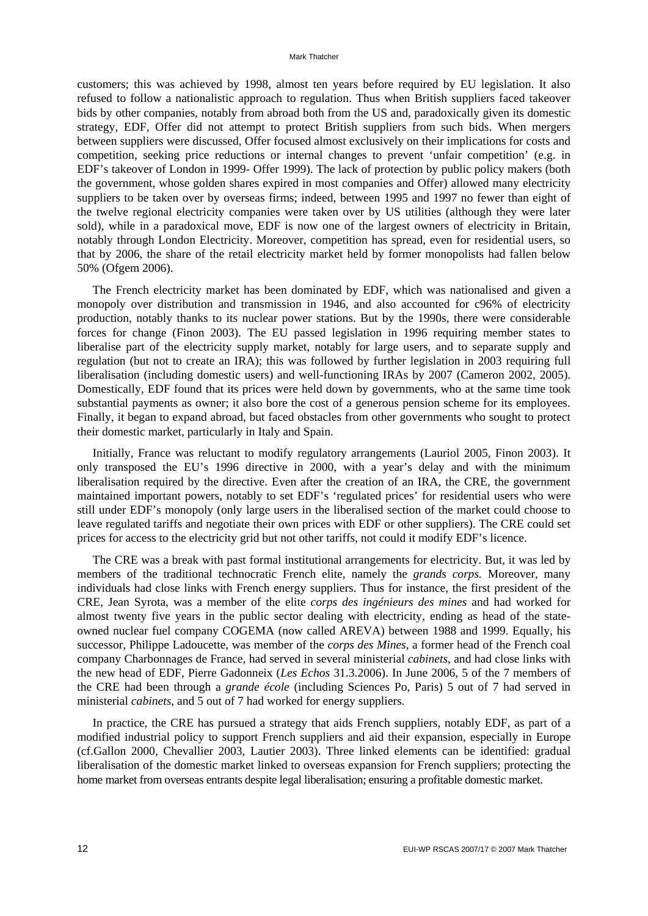customers; this was achieved by 1998, almost ten years before required by EU legislation. It also refused to follow a nationalistic approach to regulation. Thus when British suppliers faced takeover bids by other companies, notably from abroad both from the US and, paradoxically given its domestic strategy, EDF, Offer did not attempt to protect British suppliers from such bids. When mergers between suppliers were discussed, Offer focused almost exclusively on their implications for costs and competition, seeking price reductions or internal changes to prevent 'unfair competition' (e.g. in EDF's takeover of London in 1999- Offer 1999). The lack of protection by public policy makers (both the government, whose golden shares expired in most companies and Offer) allowed many electricity suppliers to be taken over by overseas firms; indeed, between 1995 and 1997 no fewer than eight of the twelve regional electricity companies were taken over by US utilities (although they were later sold), while in a paradoxical move, EDF is now one of the largest owners of electricity in Britain, notably through London Electricity. Moreover, competition has spread, even for residential users, so that by 2006, the share of the retail electricity market held by former monopolists had fallen below 50% (Ofgem 2006).

The French electricity market has been dominated by EDF, which was nationalised and given a monopoly over distribution and transmission in 1946, and also accounted for c96% of electricity production, notably thanks to its nuclear power stations. But by the 1990s, there were considerable forces for change (Finon 2003). The EU passed legislation in 1996 requiring member states to liberalise part of the electricity supply market, notably for large users, and to separate supply and regulation (but not to create an IRA); this was followed by further legislation in 2003 requiring full liberalisation (including domestic users) and well-functioning IRAs by 2007 (Cameron 2002, 2005). Domestically, EDF found that its prices were held down by governments, who at the same time took substantial payments as owner; it also bore the cost of a generous pension scheme for its employees. Finally, it began to expand abroad, but faced obstacles from other governments who sought to protect their domestic market, particularly in Italy and Spain.

Initially, France was reluctant to modify regulatory arrangements (Lauriol 2005, Finon 2003). It only transposed the EU's 1996 directive in 2000, with a year's delay and with the minimum liberalisation required by the directive. Even after the creation of an IRA, the CRE, the government maintained important powers, notably to set EDF's 'regulated prices' for residential users who were still under EDF's monopoly (only large users in the liberalised section of the market could choose to leave regulated tariffs and negotiate their own prices with EDF or other suppliers). The CRE could set prices for access to the electricity grid but not other tariffs, not could it modify EDF's licence.

The CRE was a break with past formal institutional arrangements for electricity. But, it was led by members of the traditional technocratic French elite, namely the *grands corps.* Moreover, many individuals had close links with French energy suppliers. Thus for instance, the first president of the CRE, Jean Syrota, was a member of the elite *corps des ingénieurs des mines* and had worked for almost twenty five years in the public sector dealing with electricity, ending as head of the state-owned nuclear fuel company COGEMA (now called AREVA) between 1988 and 1999. Equally, his successor, Philippe Ladoucette, was member of the *corps des Mines*, a former head of the French coal company Charbonnages de France, had served in several ministerial *cabinets*, and had close links with the new head of EDF, Pierre Gadonneix (*Les Echos* 31.3.2006). In June 2006, 5 of the 7 members of the CRE had been through a *grande école* (including Sciences Po, Paris) 5 out of 7 had served in ministerial *cabinets*, and 5 out of 7 had worked for energy suppliers.

In practice, the CRE has pursued a strategy that aids French suppliers, notably EDF, as part of a modified industrial policy to support French suppliers and aid their expansion, especially in Europe (cf.Gallon 2000, Chevallier 2003, Lautier 2003). Three linked elements can be identified: gradual liberalisation of the domestic market linked to overseas expansion for French suppliers; protecting the home market from overseas entrants despite legal liberalisation; ensuring a profitable domestic market.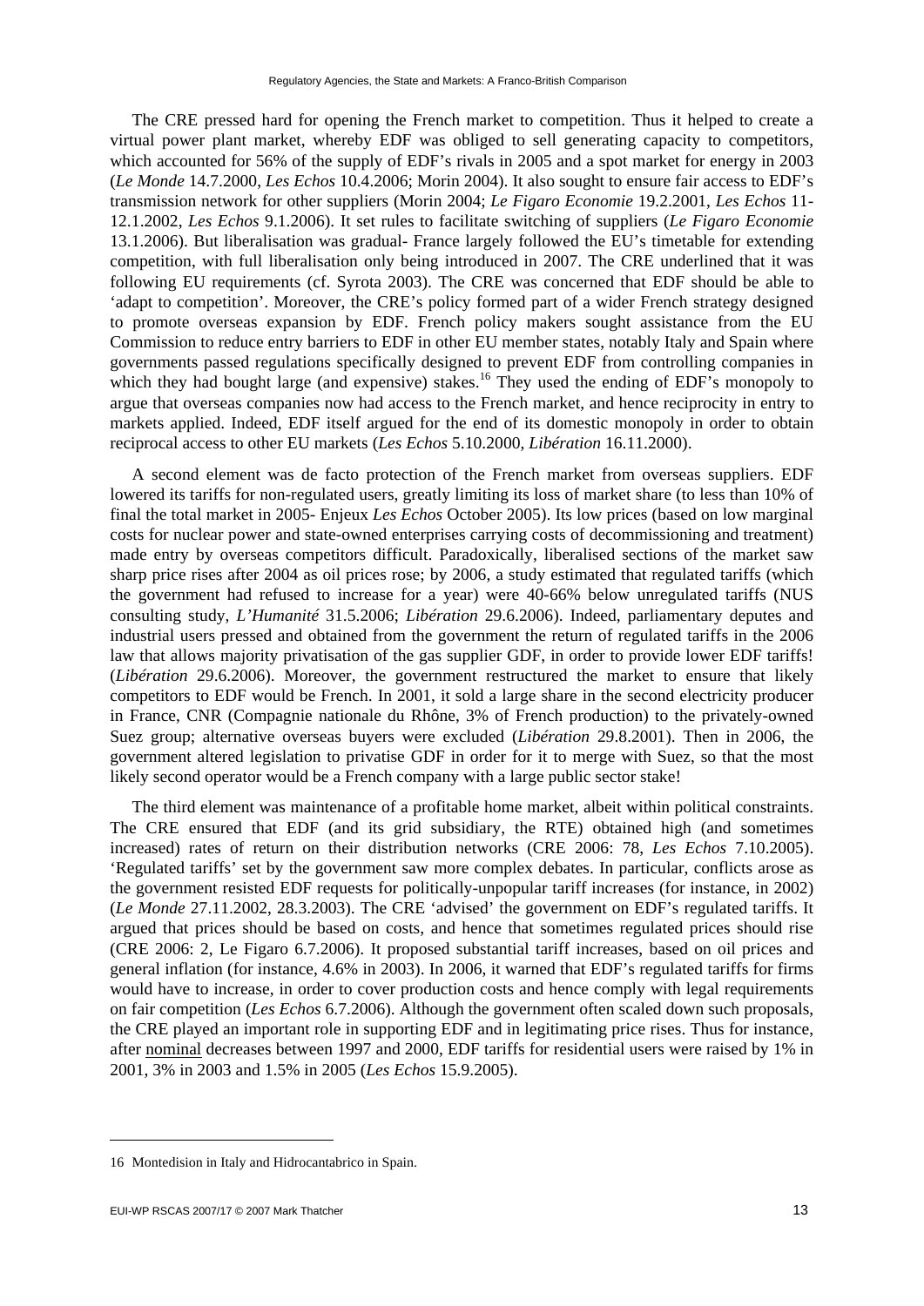The CRE pressed hard for opening the French market to competition. Thus it helped to create a virtual power plant market, whereby EDF was obliged to sell generating capacity to competitors, which accounted for 56% of the supply of EDF's rivals in 2005 and a spot market for energy in 2003 (*Le Monde* 14.7.2000, *Les Echos* 10.4.2006; Morin 2004). It also sought to ensure fair access to EDF's transmission network for other suppliers (Morin 2004; *Le Figaro Economie* 19.2.2001, *Les Echos* 11-12.1.2002, *Les Echos* 9.1.2006). It set rules to facilitate switching of suppliers (*Le Figaro Economie* 13.1.2006). But liberalisation was gradual- France largely followed the EU's timetable for extending competition, with full liberalisation only being introduced in 2007. The CRE underlined that it was following EU requirements (cf. Syrota 2003). The CRE was concerned that EDF should be able to 'adapt to competition'. Moreover, the CRE's policy formed part of a wider French strategy designed to promote overseas expansion by EDF. French policy makers sought assistance from the EU Commission to reduce entry barriers to EDF in other EU member states, notably Italy and Spain where governments passed regulations specifically designed to prevent EDF from controlling companies in which they had bought large (and expensive) stakes.[16] They used the ending of EDF's monopoly to argue that overseas companies now had access to the French market, and hence reciprocity in entry to markets applied. Indeed, EDF itself argued for the end of its domestic monopoly in order to obtain reciprocal access to other EU markets (*Les Echos* 5.10.2000, *Libération* 16.11.2000).

A second element was de facto protection of the French market from overseas suppliers. EDF lowered its tariffs for non-regulated users, greatly limiting its loss of market share (to less than 10% of final the total market in 2005- Enjeux *Les Echos* October 2005). Its low prices (based on low marginal costs for nuclear power and state-owned enterprises carrying costs of decommissioning and treatment) made entry by overseas competitors difficult. Paradoxically, liberalised sections of the market saw sharp price rises after 2004 as oil prices rose; by 2006, a study estimated that regulated tariffs (which the government had refused to increase for a year) were 40-66% below unregulated tariffs (NUS consulting study, *L'Humanité* 31.5.2006; *Libération* 29.6.2006). Indeed, parliamentary deputes and industrial users pressed and obtained from the government the return of regulated tariffs in the 2006 law that allows majority privatisation of the gas supplier GDF, in order to provide lower EDF tariffs! (*Libération* 29.6.2006). Moreover, the government restructured the market to ensure that likely competitors to EDF would be French. In 2001, it sold a large share in the second electricity producer in France, CNR (Compagnie nationale du Rhône, 3% of French production) to the privately-owned Suez group; alternative overseas buyers were excluded (*Libération* 29.8.2001). Then in 2006, the government altered legislation to privatise GDF in order for it to merge with Suez, so that the most likely second operator would be a French company with a large public sector stake!

The third element was maintenance of a profitable home market, albeit within political constraints. The CRE ensured that EDF (and its grid subsidiary, the RTE) obtained high (and sometimes increased) rates of return on their distribution networks (CRE 2006: 78, *Les Echos* 7.10.2005). 'Regulated tariffs' set by the government saw more complex debates. In particular, conflicts arose as the government resisted EDF requests for politically-unpopular tariff increases (for instance, in 2002) (*Le Monde* 27.11.2002, 28.3.2003). The CRE 'advised' the government on EDF's regulated tariffs. It argued that prices should be based on costs, and hence that sometimes regulated prices should rise (CRE 2006: 2, Le Figaro 6.7.2006). It proposed substantial tariff increases, based on oil prices and general inflation (for instance, 4.6% in 2003). In 2006, it warned that EDF's regulated tariffs for firms would have to increase, in order to cover production costs and hence comply with legal requirements on fair competition (*Les Echos* 6.7.2006). Although the government often scaled down such proposals, the CRE played an important role in supporting EDF and in legitimating price rises. Thus for instance, after nominal decreases between 1997 and 2000, EDF tariffs for residential users were raised by 1% in 2001, 3% in 2003 and 1.5% in 2005 (*Les Echos* 15.9.2005).

---

16 Montedision in Italy and Hidrocantabrico in Spain.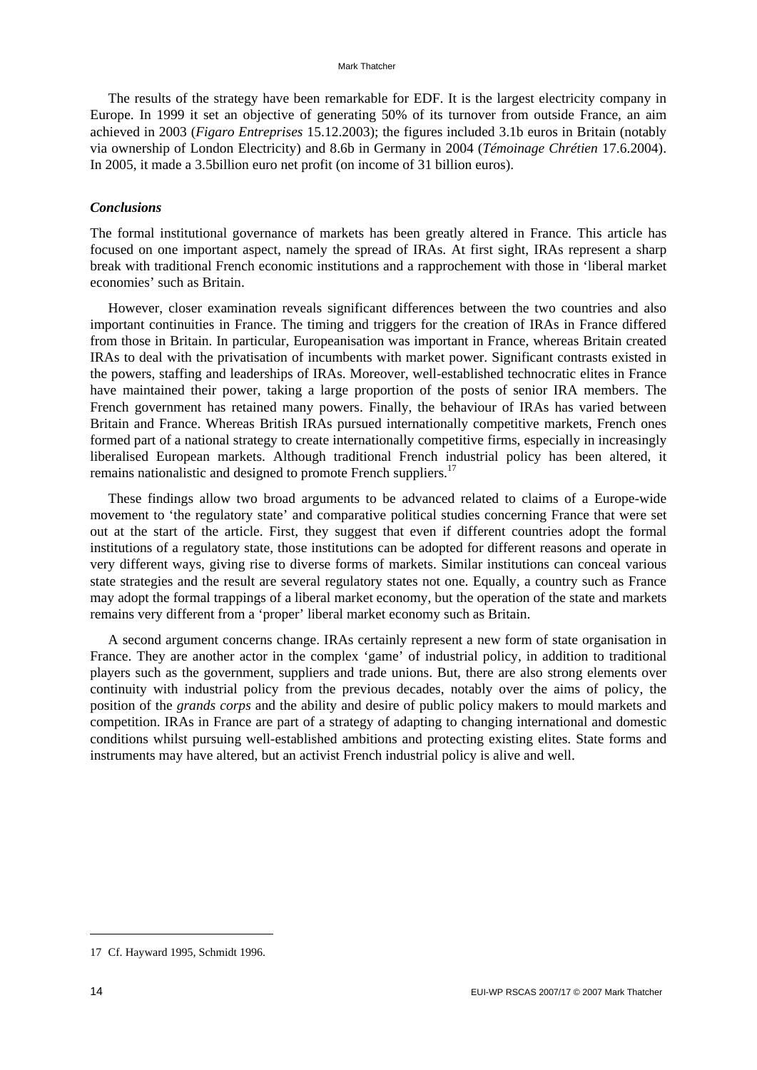The results of the strategy have been remarkable for EDF. It is the largest electricity company in Europe. In 1999 it set an objective of generating 50% of its turnover from outside France, an aim achieved in 2003 (*Figaro Entreprises* 15.12.2003); the figures included 3.1b euros in Britain (notably via ownership of London Electricity) and 8.6b in Germany in 2004 (*Témoinage Chrétien* 17.6.2004). In 2005, it made a 3.5billion euro net profit (on income of 31 billion euros).

### *Conclusions*

The formal institutional governance of markets has been greatly altered in France. This article has focused on one important aspect, namely the spread of IRAs. At first sight, IRAs represent a sharp break with traditional French economic institutions and a rapprochement with those in 'liberal market economies' such as Britain.

However, closer examination reveals significant differences between the two countries and also important continuities in France. The timing and triggers for the creation of IRAs in France differed from those in Britain. In particular, Europeanisation was important in France, whereas Britain created IRAs to deal with the privatisation of incumbents with market power. Significant contrasts existed in the powers, staffing and leaderships of IRAs. Moreover, well-established technocratic elites in France have maintained their power, taking a large proportion of the posts of senior IRA members. The French government has retained many powers. Finally, the behaviour of IRAs has varied between Britain and France. Whereas British IRAs pursued internationally competitive markets, French ones formed part of a national strategy to create internationally competitive firms, especially in increasingly liberalised European markets. Although traditional French industrial policy has been altered, it remains nationalistic and designed to promote French suppliers.[17]

These findings allow two broad arguments to be advanced related to claims of a Europe-wide movement to 'the regulatory state' and comparative political studies concerning France that were set out at the start of the article. First, they suggest that even if different countries adopt the formal institutions of a regulatory state, those institutions can be adopted for different reasons and operate in very different ways, giving rise to diverse forms of markets. Similar institutions can conceal various state strategies and the result are several regulatory states not one. Equally, a country such as France may adopt the formal trappings of a liberal market economy, but the operation of the state and markets remains very different from a 'proper' liberal market economy such as Britain.

A second argument concerns change. IRAs certainly represent a new form of state organisation in France. They are another actor in the complex 'game' of industrial policy, in addition to traditional players such as the government, suppliers and trade unions. But, there are also strong elements over continuity with industrial policy from the previous decades, notably over the aims of policy, the position of the *grands corps* and the ability and desire of public policy makers to mould markets and competition. IRAs in France are part of a strategy of adapting to changing international and domestic conditions whilst pursuing well-established ambitions and protecting existing elites. State forms and instruments may have altered, but an activist French industrial policy is alive and well.

---

17 Cf. Hayward 1995, Schmidt 1996.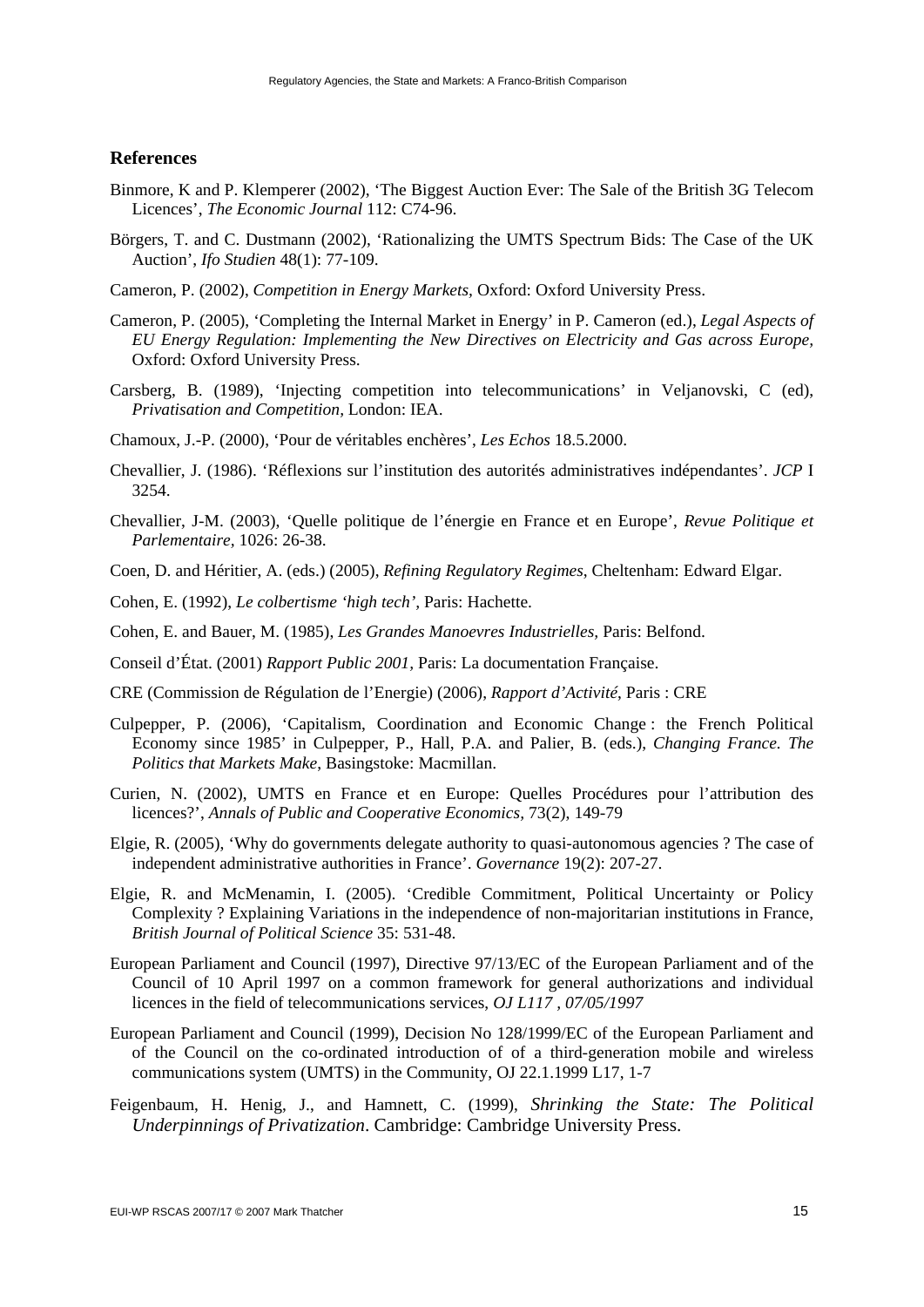## References

Binmore, K and P. Klemperer (2002), 'The Biggest Auction Ever: The Sale of the British 3G Telecom Licences', *The Economic Journal* 112: C74-96.

Börgers, T. and C. Dustmann (2002), 'Rationalizing the UMTS Spectrum Bids: The Case of the UK Auction', *Ifo Studien* 48(1): 77-109.

Cameron, P. (2002), *Competition in Energy Markets,* Oxford: Oxford University Press.

Cameron, P. (2005), 'Completing the Internal Market in Energy' in P. Cameron (ed.), *Legal Aspects of EU Energy Regulation: Implementing the New Directives on Electricity and Gas across Europe,* Oxford: Oxford University Press.

Carsberg, B. (1989), 'Injecting competition into telecommunications' in Veljanovski, C (ed), *Privatisation and Competition,* London: IEA.

Chamoux, J.-P. (2000), 'Pour de véritables enchères', *Les Echos* 18.5.2000.

Chevallier, J. (1986). 'Réflexions sur l'institution des autorités administratives indépendantes'. *JCP* I 3254.

Chevallier, J-M. (2003), 'Quelle politique de l'énergie en France et en Europe', *Revue Politique et Parlementaire,* 1026: 26-38.

Coen, D. and Héritier, A. (eds.) (2005), *Refining Regulatory Regimes,* Cheltenham: Edward Elgar.

Cohen, E. (1992), *Le colbertisme 'high tech',* Paris: Hachette.

Cohen, E. and Bauer, M. (1985), *Les Grandes Manoevres Industrielles,* Paris: Belfond.

Conseil d'État. (2001) *Rapport Public 2001,* Paris: La documentation Française.

CRE (Commission de Régulation de l'Energie) (2006), *Rapport d'Activité,* Paris : CRE

Culpepper, P. (2006), 'Capitalism, Coordination and Economic Change : the French Political Economy since 1985' in Culpepper, P., Hall, P.A. and Palier, B. (eds.), *Changing France. The Politics that Markets Make*, Basingstoke: Macmillan.

Curien, N. (2002), UMTS en France et en Europe: Quelles Procédures pour l'attribution des licences?', *Annals of Public and Cooperative Economics,* 73(2), 149-79

Elgie, R. (2005), 'Why do governments delegate authority to quasi-autonomous agencies ? The case of independent administrative authorities in France'. *Governance* 19(2): 207-27.

Elgie, R. and McMenamin, I. (2005). 'Credible Commitment, Political Uncertainty or Policy Complexity ? Explaining Variations in the independence of non-majoritarian institutions in France, *British Journal of Political Science* 35: 531-48.

European Parliament and Council (1997), Directive 97/13/EC of the European Parliament and of the Council of 10 April 1997 on a common framework for general authorizations and individual licences in the field of telecommunications services, *OJ L117 , 07/05/1997*

European Parliament and Council (1999), Decision No 128/1999/EC of the European Parliament and of the Council on the co-ordinated introduction of of a third-generation mobile and wireless communications system (UMTS) in the Community, OJ 22.1.1999 L17, 1-7

Feigenbaum, H. Henig, J., and Hamnett, C. (1999), *Shrinking the State: The Political Underpinnings of Privatization*. Cambridge: Cambridge University Press.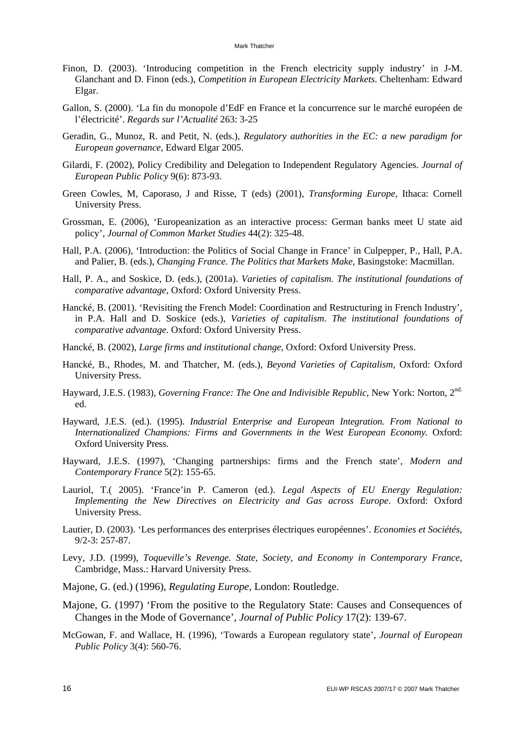Finon, D. (2003). 'Introducing competition in the French electricity supply industry' in J-M. Glanchant and D. Finon (eds.), *Competition in European Electricity Markets*. Cheltenham: Edward Elgar.

Gallon, S. (2000). 'La fin du monopole d'EdF en France et la concurrence sur le marché européen de l'électricité'. *Regards sur l'Actualité* 263: 3-25

Geradin, G., Munoz, R. and Petit, N. (eds.), *Regulatory authorities in the EC: a new paradigm for European governance*, Edward Elgar 2005.

Gilardi, F. (2002), Policy Credibility and Delegation to Independent Regulatory Agencies. *Journal of European Public Policy* 9(6): 873-93.

Green Cowles, M, Caporaso, J and Risse, T (eds) (2001), *Transforming Europe*, Ithaca: Cornell University Press.

Grossman, E. (2006), 'Europeanization as an interactive process: German banks meet U state aid policy', *Journal of Common Market Studies* 44(2): 325-48.

Hall, P.A. (2006), 'Introduction: the Politics of Social Change in France' in Culpepper, P., Hall, P.A. and Palier, B. (eds.), *Changing France. The Politics that Markets Make*, Basingstoke: Macmillan.

Hall, P. A., and Soskice, D. (eds.), (2001a). *Varieties of capitalism. The institutional foundations of comparative advantage*, Oxford: Oxford University Press.

Hancké, B. (2001). 'Revisiting the French Model: Coordination and Restructuring in French Industry', in P.A. Hall and D. Soskice (eds.), *Varieties of capitalism. The institutional foundations of comparative advantage.* Oxford: Oxford University Press.

Hancké, B. (2002), *Large firms and institutional change*, Oxford: Oxford University Press.

Hancké, B., Rhodes, M. and Thatcher, M. (eds.), *Beyond Varieties of Capitalism*, Oxford: Oxford University Press.

Hayward, J.E.S. (1983), *Governing France: The One and Indivisible Republic*, New York: Norton, 2nd. ed.

Hayward, J.E.S. (ed.). (1995). *Industrial Enterprise and European Integration. From National to Internationalized Champions: Firms and Governments in the West European Economy.* Oxford: Oxford University Press.

Hayward, J.E.S. (1997), 'Changing partnerships: firms and the French state', *Modern and Contemporary France* 5(2): 155-65.

Lauriol, T.( 2005). 'France'in P. Cameron (ed.). *Legal Aspects of EU Energy Regulation: Implementing the New Directives on Electricity and Gas across Europe*. Oxford: Oxford University Press.

Lautier, D. (2003). 'Les performances des enterprises électriques européennes'. *Economies et Sociétés*, 9/2-3: 257-87.

Levy, J.D. (1999), *Toqueville's Revenge. State, Society, and Economy in Contemporary France*, Cambridge, Mass.: Harvard University Press.

Majone, G. (ed.) (1996), *Regulating Europe*, London: Routledge.

Majone, G. (1997) 'From the positive to the Regulatory State: Causes and Consequences of Changes in the Mode of Governance', *Journal of Public Policy* 17(2): 139-67.

McGowan, F. and Wallace, H. (1996), 'Towards a European regulatory state', *Journal of European Public Policy* 3(4): 560-76.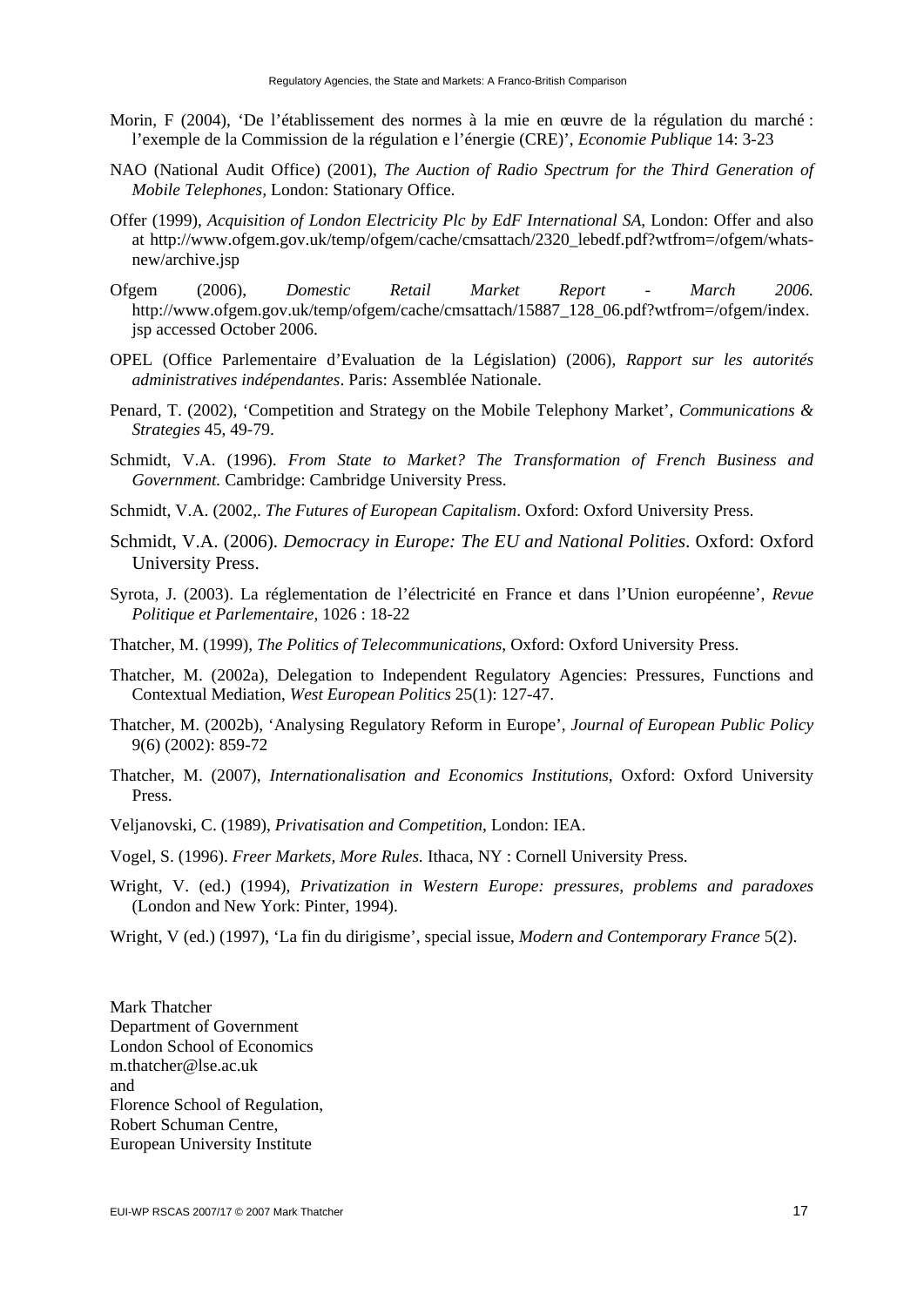Morin, F (2004), 'De l'établissement des normes à la mie en œuvre de la régulation du marché : l'exemple de la Commission de la régulation e l'énergie (CRE)', *Economie Publique* 14: 3-23

NAO (National Audit Office) (2001), *The Auction of Radio Spectrum for the Third Generation of Mobile Telephones*, London: Stationary Office.

Offer (1999), *Acquisition of London Electricity Plc by EdF International SA*, London: Offer and also at http://www.ofgem.gov.uk/temp/ofgem/cache/cmsattach/2320_lebedf.pdf?wtfrom=/ofgem/whats-new/archive.jsp

Ofgem (2006), *Domestic Retail Market Report - March 2006.* http://www.ofgem.gov.uk/temp/ofgem/cache/cmsattach/15887_128_06.pdf?wtfrom=/ofgem/index.jsp accessed October 2006.

OPEL (Office Parlementaire d'Evaluation de la Législation) (2006), *Rapport sur les autorités administratives indépendantes*. Paris: Assemblée Nationale.

Penard, T. (2002), 'Competition and Strategy on the Mobile Telephony Market', *Communications & Strategies* 45, 49-79.

Schmidt, V.A. (1996). *From State to Market? The Transformation of French Business and Government.* Cambridge: Cambridge University Press.

Schmidt, V.A. (2002,. *The Futures of European Capitalism*. Oxford: Oxford University Press.

Schmidt, V.A. (2006). *Democracy in Europe: The EU and National Polities*. Oxford: Oxford University Press.

Syrota, J. (2003). La réglementation de l'électricité en France et dans l'Union européenne', *Revue Politique et Parlementaire*, 1026 : 18-22

Thatcher, M. (1999), *The Politics of Telecommunications*, Oxford: Oxford University Press.

Thatcher, M. (2002a), Delegation to Independent Regulatory Agencies: Pressures, Functions and Contextual Mediation, *West European Politics* 25(1): 127-47.

Thatcher, M. (2002b), 'Analysing Regulatory Reform in Europe', *Journal of European Public Policy* 9(6) (2002): 859-72

Thatcher, M. (2007), *Internationalisation and Economics Institutions*, Oxford: Oxford University Press.

Veljanovski, C. (1989), *Privatisation and Competition*, London: IEA.

Vogel, S. (1996). *Freer Markets, More Rules.* Ithaca, NY : Cornell University Press.

Wright, V. (ed.) (1994), *Privatization in Western Europe: pressures, problems and paradoxes* (London and New York: Pinter, 1994).

Wright, V (ed.) (1997), 'La fin du dirigisme', special issue, *Modern and Contemporary France* 5(2).

Mark Thatcher
Department of Government
London School of Economics
m.thatcher@lse.ac.uk
and
Florence School of Regulation,
Robert Schuman Centre,
European University Institute